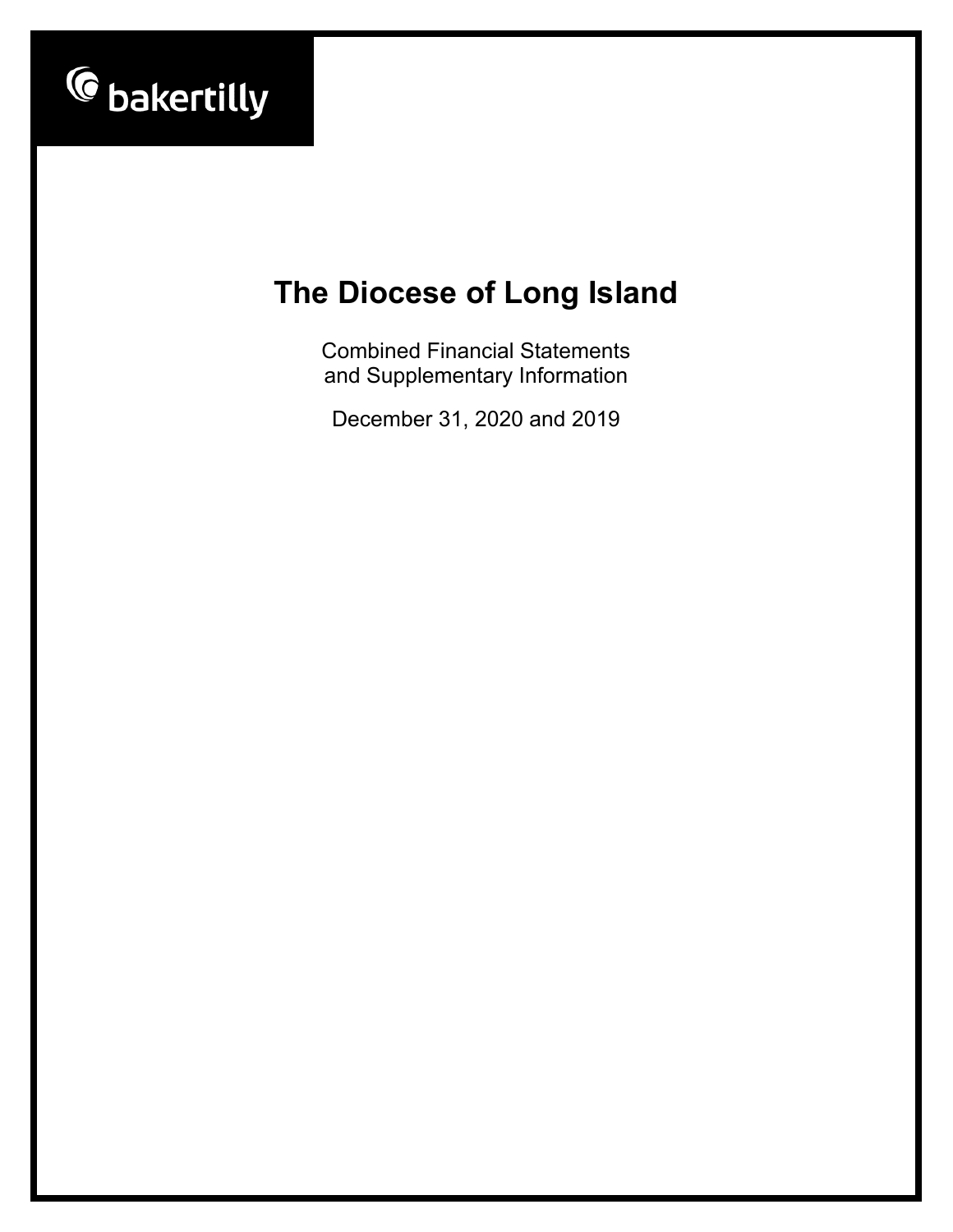bakertilly

# The Diocese of Long Island

Combined Financial Statements
and Supplementary Information

December 31, 2020 and 2019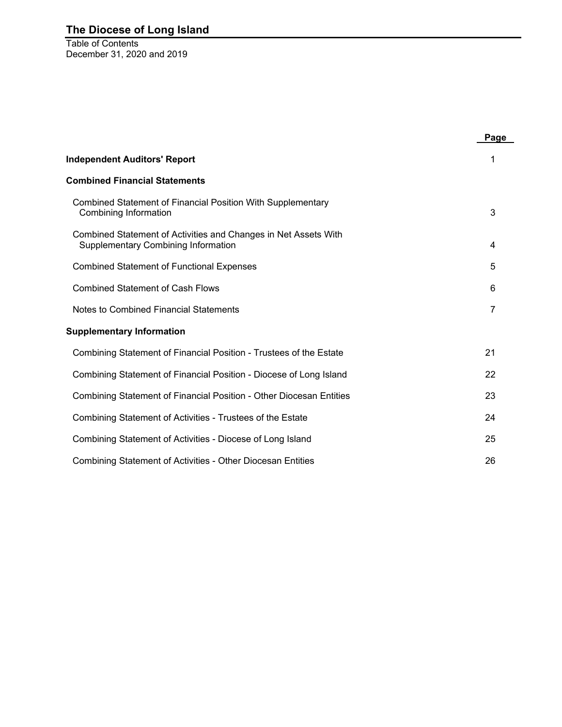# The Diocese of Long Island

Table of Contents
December 31, 2020 and 2019

| | Page |
|---|---|
| **Independent Auditors' Report** | 1 |
| **Combined Financial Statements** | |
| Combined Statement of Financial Position With Supplementary Combining Information | 3 |
| Combined Statement of Activities and Changes in Net Assets With Supplementary Combining Information | 4 |
| Combined Statement of Functional Expenses | 5 |
| Combined Statement of Cash Flows | 6 |
| Notes to Combined Financial Statements | 7 |
| **Supplementary Information** | |
| Combining Statement of Financial Position - Trustees of the Estate | 21 |
| Combining Statement of Financial Position - Diocese of Long Island | 22 |
| Combining Statement of Financial Position - Other Diocesan Entities | 23 |
| Combining Statement of Activities - Trustees of the Estate | 24 |
| Combining Statement of Activities - Diocese of Long Island | 25 |
| Combining Statement of Activities - Other Diocesan Entities | 26 |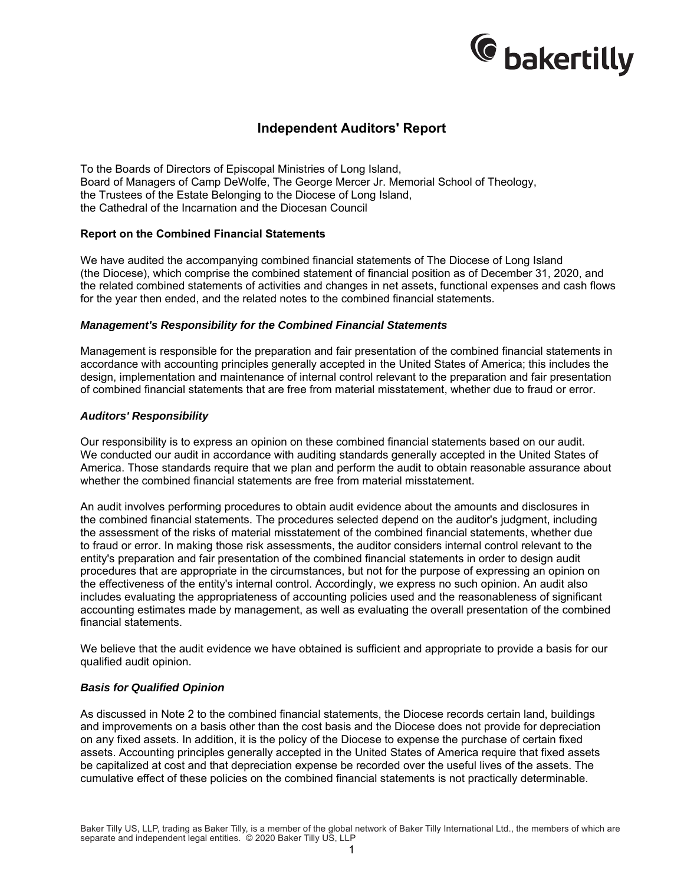# Independent Auditors' Report

To the Boards of Directors of Episcopal Ministries of Long Island,
Board of Managers of Camp DeWolfe, The George Mercer Jr. Memorial School of Theology,
the Trustees of the Estate Belonging to the Diocese of Long Island,
the Cathedral of the Incarnation and the Diocesan Council

### Report on the Combined Financial Statements

We have audited the accompanying combined financial statements of The Diocese of Long Island (the Diocese), which comprise the combined statement of financial position as of December 31, 2020, and the related combined statements of activities and changes in net assets, functional expenses and cash flows for the year then ended, and the related notes to the combined financial statements.

### *Management's Responsibility for the Combined Financial Statements*

Management is responsible for the preparation and fair presentation of the combined financial statements in accordance with accounting principles generally accepted in the United States of America; this includes the design, implementation and maintenance of internal control relevant to the preparation and fair presentation of combined financial statements that are free from material misstatement, whether due to fraud or error.

### *Auditors' Responsibility*

Our responsibility is to express an opinion on these combined financial statements based on our audit. We conducted our audit in accordance with auditing standards generally accepted in the United States of America. Those standards require that we plan and perform the audit to obtain reasonable assurance about whether the combined financial statements are free from material misstatement.

An audit involves performing procedures to obtain audit evidence about the amounts and disclosures in the combined financial statements. The procedures selected depend on the auditor's judgment, including the assessment of the risks of material misstatement of the combined financial statements, whether due to fraud or error. In making those risk assessments, the auditor considers internal control relevant to the entity's preparation and fair presentation of the combined financial statements in order to design audit procedures that are appropriate in the circumstances, but not for the purpose of expressing an opinion on the effectiveness of the entity's internal control. Accordingly, we express no such opinion. An audit also includes evaluating the appropriateness of accounting policies used and the reasonableness of significant accounting estimates made by management, as well as evaluating the overall presentation of the combined financial statements.

We believe that the audit evidence we have obtained is sufficient and appropriate to provide a basis for our qualified audit opinion.

### *Basis for Qualified Opinion*

As discussed in Note 2 to the combined financial statements, the Diocese records certain land, buildings and improvements on a basis other than the cost basis and the Diocese does not provide for depreciation on any fixed assets. In addition, it is the policy of the Diocese to expense the purchase of certain fixed assets. Accounting principles generally accepted in the United States of America require that fixed assets be capitalized at cost and that depreciation expense be recorded over the useful lives of the assets. The cumulative effect of these policies on the combined financial statements is not practically determinable.

Baker Tilly US, LLP, trading as Baker Tilly, is a member of the global network of Baker Tilly International Ltd., the members of which are separate and independent legal entities. © 2020 Baker Tilly US, LLP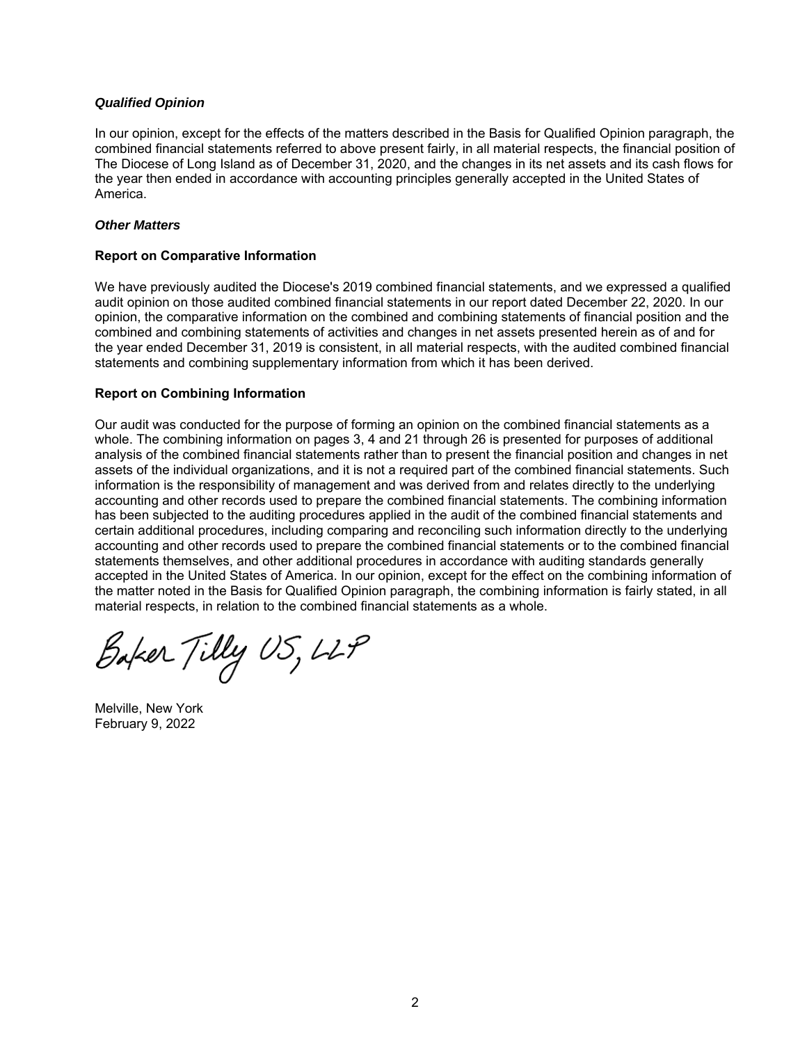***Qualified Opinion***

In our opinion, except for the effects of the matters described in the Basis for Qualified Opinion paragraph, the combined financial statements referred to above present fairly, in all material respects, the financial position of The Diocese of Long Island as of December 31, 2020, and the changes in its net assets and its cash flows for the year then ended in accordance with accounting principles generally accepted in the United States of America.

***Other Matters***

**Report on Comparative Information**

We have previously audited the Diocese's 2019 combined financial statements, and we expressed a qualified audit opinion on those audited combined financial statements in our report dated December 22, 2020. In our opinion, the comparative information on the combined and combining statements of financial position and the combined and combining statements of activities and changes in net assets presented herein as of and for the year ended December 31, 2019 is consistent, in all material respects, with the audited combined financial statements and combining supplementary information from which it has been derived.

**Report on Combining Information**

Our audit was conducted for the purpose of forming an opinion on the combined financial statements as a whole. The combining information on pages 3, 4 and 21 through 26 is presented for purposes of additional analysis of the combined financial statements rather than to present the financial position and changes in net assets of the individual organizations, and it is not a required part of the combined financial statements. Such information is the responsibility of management and was derived from and relates directly to the underlying accounting and other records used to prepare the combined financial statements. The combining information has been subjected to the auditing procedures applied in the audit of the combined financial statements and certain additional procedures, including comparing and reconciling such information directly to the underlying accounting and other records used to prepare the combined financial statements or to the combined financial statements themselves, and other additional procedures in accordance with auditing standards generally accepted in the United States of America. In our opinion, except for the effect on the combining information of the matter noted in the Basis for Qualified Opinion paragraph, the combining information is fairly stated, in all material respects, in relation to the combined financial statements as a whole.

Baker Tilly US, LLP

Melville, New York
February 9, 2022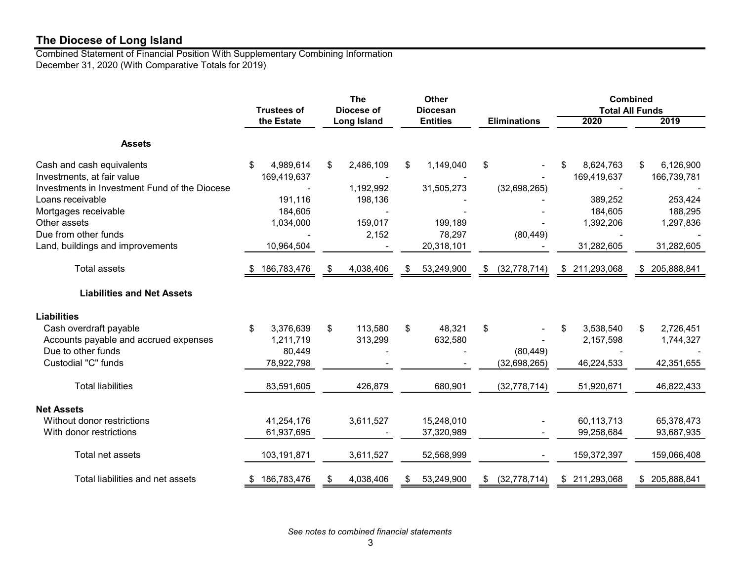# The Diocese of Long Island

Combined Statement of Financial Position With Supplementary Combining Information
December 31, 2020 (With Comparative Totals for 2019)

| | Trustees of the Estate | The Diocese of Long Island | Other Diocesan Entities | Eliminations | Combined Total All Funds 2020 | Combined Total All Funds 2019 |
|---|---|---|---|---|---|---|
| **Assets** | | | | | | |
| Cash and cash equivalents | $ 4,989,614 | $ 2,486,109 | $ 1,149,040 | $ - | $ 8,624,763 | $ 6,126,900 |
| Investments, at fair value | 169,419,637 | - | - | - | 169,419,637 | 166,739,781 |
| Investments in Investment Fund of the Diocese | - | 1,192,992 | 31,505,273 | (32,698,265) | - | - |
| Loans receivable | 191,116 | 198,136 | - | - | 389,252 | 253,424 |
| Mortgages receivable | 184,605 | - | - | - | 184,605 | 188,295 |
| Other assets | 1,034,000 | 159,017 | 199,189 | - | 1,392,206 | 1,297,836 |
| Due from other funds | - | 2,152 | 78,297 | (80,449) | - | - |
| Land, buildings and improvements | 10,964,504 | - | 20,318,101 | - | 31,282,605 | 31,282,605 |
| Total assets | $ 186,783,476 | $ 4,038,406 | $ 53,249,900 | $ (32,778,714) | $ 211,293,068 | $ 205,888,841 |
| **Liabilities and Net Assets** | | | | | | |
| **Liabilities** | | | | | | |
| Cash overdraft payable | $ 3,376,639 | $ 113,580 | $ 48,321 | $ - | $ 3,538,540 | $ 2,726,451 |
| Accounts payable and accrued expenses | 1,211,719 | 313,299 | 632,580 | - | 2,157,598 | 1,744,327 |
| Due to other funds | 80,449 | - | - | (80,449) | - | - |
| Custodial "C" funds | 78,922,798 | - | - | (32,698,265) | 46,224,533 | 42,351,655 |
| Total liabilities | 83,591,605 | 426,879 | 680,901 | (32,778,714) | 51,920,671 | 46,822,433 |
| **Net Assets** | | | | | | |
| Without donor restrictions | 41,254,176 | 3,611,527 | 15,248,010 | - | 60,113,713 | 65,378,473 |
| With donor restrictions | 61,937,695 | - | 37,320,989 | - | 99,258,684 | 93,687,935 |
| Total net assets | 103,191,871 | 3,611,527 | 52,568,999 | - | 159,372,397 | 159,066,408 |
| Total liabilities and net assets | $ 186,783,476 | $ 4,038,406 | $ 53,249,900 | $ (32,778,714) | $ 211,293,068 | $ 205,888,841 |

*See notes to combined financial statements*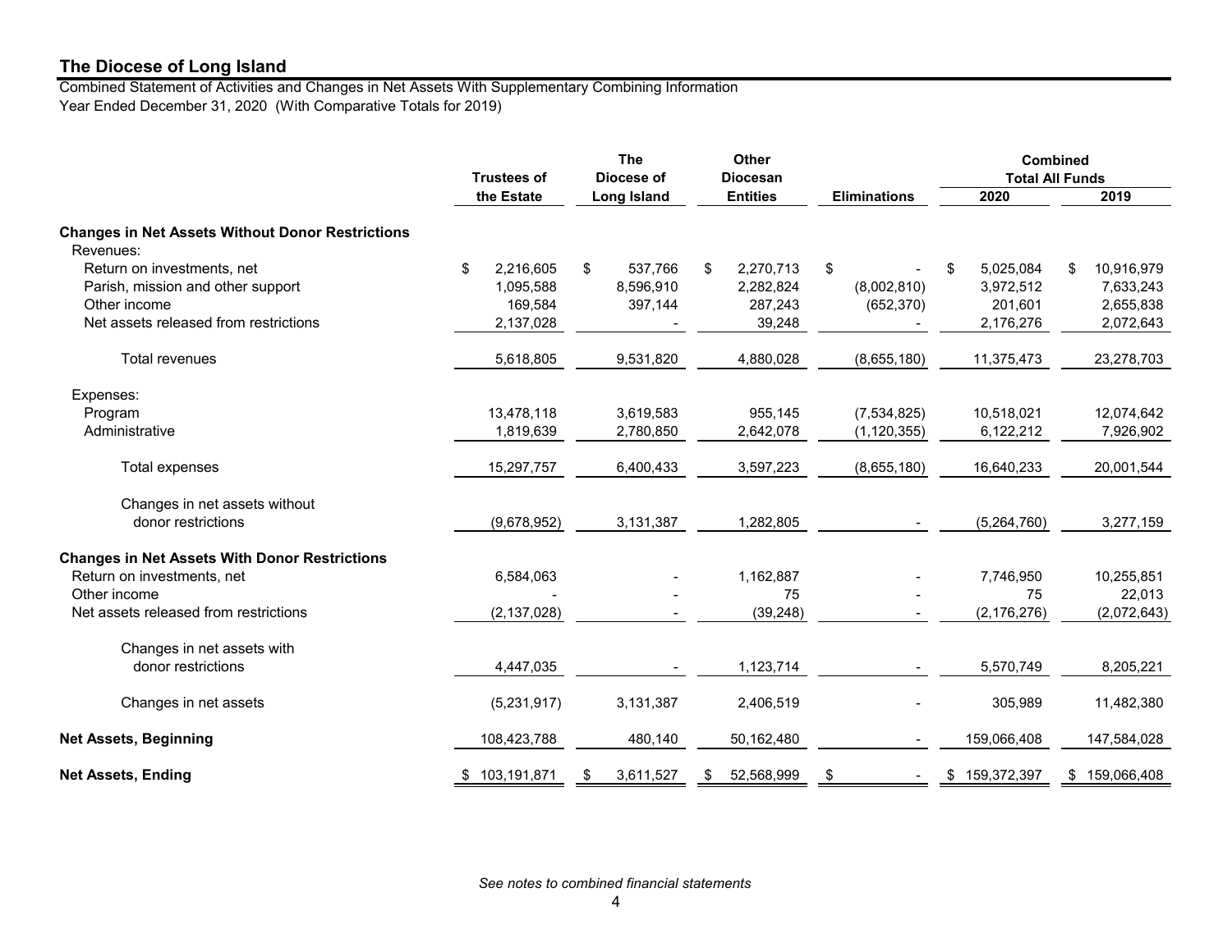# The Diocese of Long Island

Combined Statement of Activities and Changes in Net Assets With Supplementary Combining Information
Year Ended December 31, 2020 (With Comparative Totals for 2019)

| | Trustees of the Estate | The Diocese of Long Island | Other Diocesan Entities | Eliminations | Combined Total All Funds 2020 | Combined Total All Funds 2019 |
|---|---|---|---|---|---|---|
| **Changes in Net Assets Without Donor Restrictions** | | | | | | |
| Revenues: | | | | | | |
| Return on investments, net | $ 2,216,605 | $ 537,766 | $ 2,270,713 | $ - | $ 5,025,084 | $ 10,916,979 |
| Parish, mission and other support | 1,095,588 | 8,596,910 | 2,282,824 | (8,002,810) | 3,972,512 | 7,633,243 |
| Other income | 169,584 | 397,144 | 287,243 | (652,370) | 201,601 | 2,655,838 |
| Net assets released from restrictions | 2,137,028 | - | 39,248 | - | 2,176,276 | 2,072,643 |
| Total revenues | 5,618,805 | 9,531,820 | 4,880,028 | (8,655,180) | 11,375,473 | 23,278,703 |
| Expenses: | | | | | | |
| Program | 13,478,118 | 3,619,583 | 955,145 | (7,534,825) | 10,518,021 | 12,074,642 |
| Administrative | 1,819,639 | 2,780,850 | 2,642,078 | (1,120,355) | 6,122,212 | 7,926,902 |
| Total expenses | 15,297,757 | 6,400,433 | 3,597,223 | (8,655,180) | 16,640,233 | 20,001,544 |
| Changes in net assets without donor restrictions | (9,678,952) | 3,131,387 | 1,282,805 | - | (5,264,760) | 3,277,159 |
| **Changes in Net Assets With Donor Restrictions** | | | | | | |
| Return on investments, net | 6,584,063 | - | 1,162,887 | - | 7,746,950 | 10,255,851 |
| Other income | - | - | 75 | - | 75 | 22,013 |
| Net assets released from restrictions | (2,137,028) | - | (39,248) | - | (2,176,276) | (2,072,643) |
| Changes in net assets with donor restrictions | 4,447,035 | - | 1,123,714 | - | 5,570,749 | 8,205,221 |
| Changes in net assets | (5,231,917) | 3,131,387 | 2,406,519 | - | 305,989 | 11,482,380 |
| **Net Assets, Beginning** | 108,423,788 | 480,140 | 50,162,480 | - | 159,066,408 | 147,584,028 |
| **Net Assets, Ending** | $ 103,191,871 | $ 3,611,527 | $ 52,568,999 | $ - | $ 159,372,397 | $ 159,066,408 |

*See notes to combined financial statements*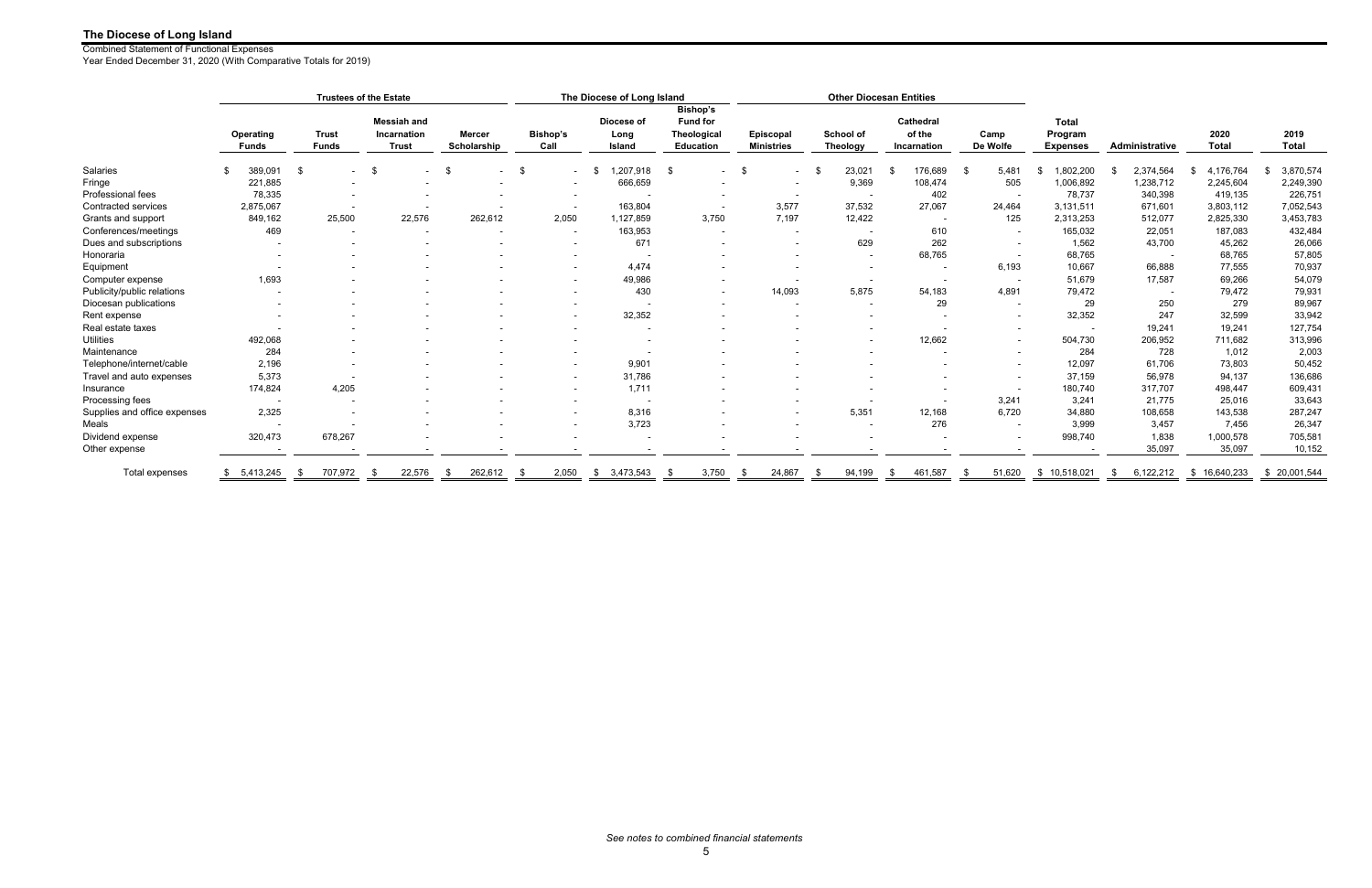# The Diocese of Long Island

Combined Statement of Functional Expenses
Year Ended December 31, 2020 (With Comparative Totals for 2019)

| | Trustees of the Estate | | | | The Diocese of Long Island | | | Other Diocesan Entities | | | | | | | |
|---|---|---|---|---|---|---|---|---|---|---|---|---|---|---|---|
| | Operating Funds | Trust Funds | Messiah and Incarnation Trust | Mercer Scholarship | Bishop's Call | Diocese of Long Island | Bishop's Fund for Theological Education | Episcopal Ministries | School of Theology | Cathedral of the Incarnation | Camp De Wolfe | Total Program Expenses | Administrative | 2020 Total | 2019 Total |
| Salaries | $ 389,091 | $ - | $ - | $ - | $ - | $ 1,207,918 | $ - | $ - | $ 23,021 | $ 176,689 | $ 5,481 | $ 1,802,200 | $ 2,374,564 | $ 4,176,764 | $ 3,870,574 |
| Fringe | 221,885 | - | - | - | - | 666,659 | - | - | 9,369 | 108,474 | 505 | 1,006,892 | 1,238,712 | 2,245,604 | 2,249,390 |
| Professional fees | 78,335 | - | - | - | - | - | - | - | - | 402 | - | 78,737 | 340,398 | 419,135 | 226,751 |
| Contracted services | 2,875,067 | - | - | - | - | 163,804 | - | 3,577 | 37,532 | 27,067 | 24,464 | 3,131,511 | 671,601 | 3,803,112 | 7,052,543 |
| Grants and support | 849,162 | 25,500 | 22,576 | 262,612 | 2,050 | 1,127,859 | 3,750 | 7,197 | 12,422 | - | 125 | 2,313,253 | 512,077 | 2,825,330 | 3,453,783 |
| Conferences/meetings | 469 | - | - | - | - | 163,953 | - | - | - | 610 | - | 165,032 | 22,051 | 187,083 | 432,484 |
| Dues and subscriptions | - | - | - | - | - | 671 | - | - | 629 | 262 | - | 1,562 | 43,700 | 45,262 | 26,066 |
| Honoraria | - | - | - | - | - | - | - | - | - | 68,765 | - | 68,765 | - | 68,765 | 57,805 |
| Equipment | - | - | - | - | - | 4,474 | - | - | - | - | 6,193 | 10,667 | 66,888 | 77,555 | 70,937 |
| Computer expense | 1,693 | - | - | - | - | 49,986 | - | - | - | - | - | 51,679 | 17,587 | 69,266 | 54,079 |
| Publicity/public relations | - | - | - | - | - | 430 | - | 14,093 | 5,875 | 54,183 | 4,891 | 79,472 | - | 79,472 | 79,931 |
| Diocesan publications | - | - | - | - | - | - | - | - | - | 29 | - | 29 | 250 | 279 | 89,967 |
| Rent expense | - | - | - | - | - | 32,352 | - | - | - | - | - | 32,352 | 247 | 32,599 | 33,942 |
| Real estate taxes | - | - | - | - | - | - | - | - | - | - | - | - | 19,241 | 19,241 | 127,754 |
| Utilities | 492,068 | - | - | - | - | - | - | - | - | 12,662 | - | 504,730 | 206,952 | 711,682 | 313,996 |
| Maintenance | 284 | - | - | - | - | - | - | - | - | - | - | 284 | 728 | 1,012 | 2,003 |
| Telephone/internet/cable | 2,196 | - | - | - | - | 9,901 | - | - | - | - | - | 12,097 | 61,706 | 73,803 | 50,452 |
| Travel and auto expenses | 5,373 | - | - | - | - | 31,786 | - | - | - | - | - | 37,159 | 56,978 | 94,137 | 136,686 |
| Insurance | 174,824 | 4,205 | - | - | - | 1,711 | - | - | - | - | - | 180,740 | 317,707 | 498,447 | 609,431 |
| Processing fees | - | - | - | - | - | - | - | - | - | - | 3,241 | 3,241 | 21,775 | 25,016 | 33,643 |
| Supplies and office expenses | 2,325 | - | - | - | - | 8,316 | - | - | 5,351 | 12,168 | 6,720 | 34,880 | 108,658 | 143,538 | 287,247 |
| Meals | - | - | - | - | - | 3,723 | - | - | - | 276 | - | 3,999 | 3,457 | 7,456 | 26,347 |
| Dividend expense | 320,473 | 678,267 | - | - | - | - | - | - | - | - | - | 998,740 | 1,838 | 1,000,578 | 705,581 |
| Other expense | - | - | - | - | - | - | - | - | - | - | - | - | 35,097 | 35,097 | 10,152 |
| Total expenses | $ 5,413,245 | $ 707,972 | $ 22,576 | $ 262,612 | $ 2,050 | $ 3,473,543 | $ 3,750 | $ 24,867 | $ 94,199 | $ 461,587 | $ 51,620 | $ 10,518,021 | $ 6,122,212 | $ 16,640,233 | $ 20,001,544 |

*See notes to combined financial statements*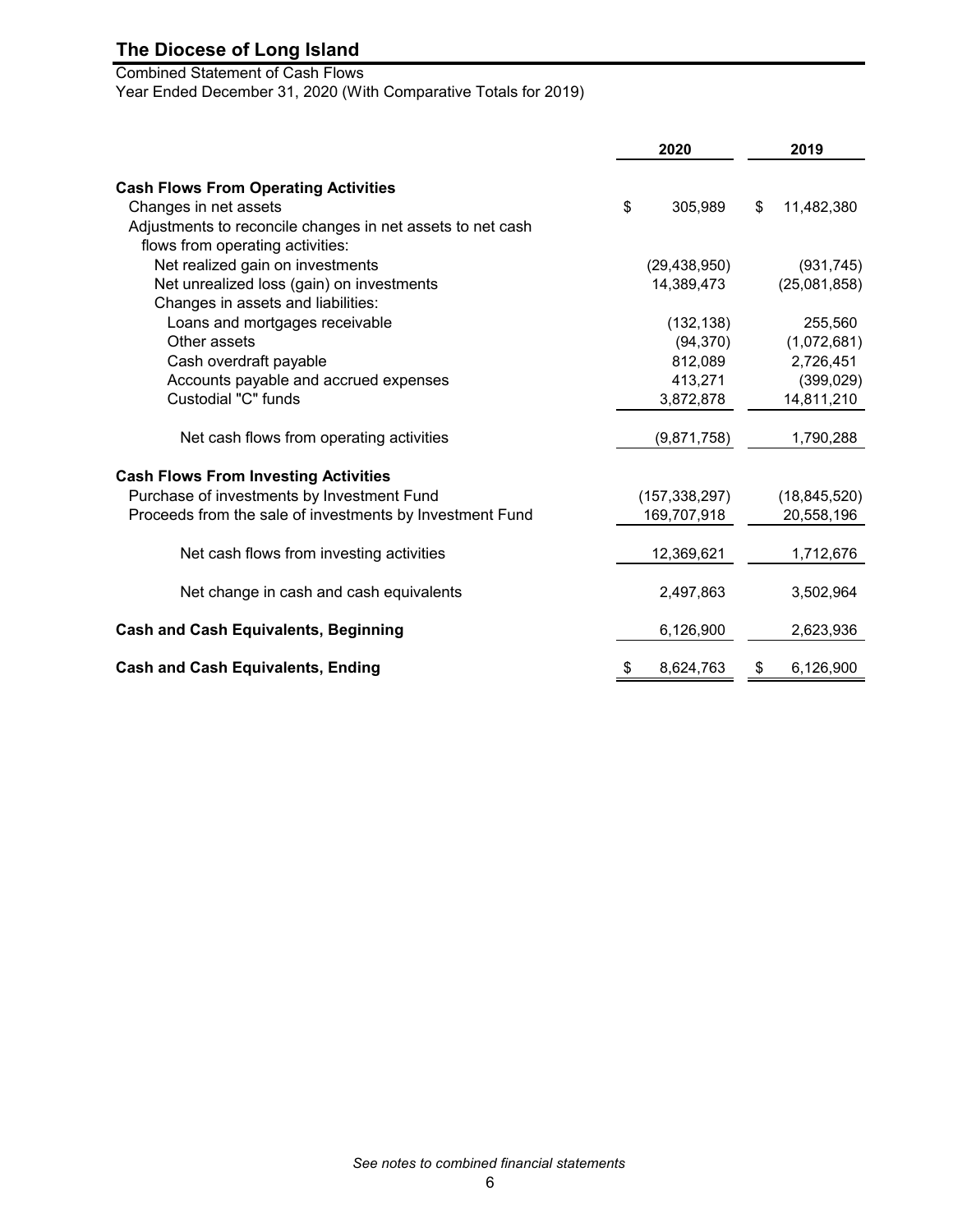# The Diocese of Long Island

Combined Statement of Cash Flows
Year Ended December 31, 2020 (With Comparative Totals for 2019)

| | 2020 | 2019 |
|---|---|---|
| **Cash Flows From Operating Activities** | | |
| Changes in net assets | $ 305,989 | $ 11,482,380 |
| Adjustments to reconcile changes in net assets to net cash flows from operating activities: | | |
| Net realized gain on investments | (29,438,950) | (931,745) |
| Net unrealized loss (gain) on investments | 14,389,473 | (25,081,858) |
| Changes in assets and liabilities: | | |
| Loans and mortgages receivable | (132,138) | 255,560 |
| Other assets | (94,370) | (1,072,681) |
| Cash overdraft payable | 812,089 | 2,726,451 |
| Accounts payable and accrued expenses | 413,271 | (399,029) |
| Custodial "C" funds | 3,872,878 | 14,811,210 |
| Net cash flows from operating activities | (9,871,758) | 1,790,288 |
| **Cash Flows From Investing Activities** | | |
| Purchase of investments by Investment Fund | (157,338,297) | (18,845,520) |
| Proceeds from the sale of investments by Investment Fund | 169,707,918 | 20,558,196 |
| Net cash flows from investing activities | 12,369,621 | 1,712,676 |
| Net change in cash and cash equivalents | 2,497,863 | 3,502,964 |
| **Cash and Cash Equivalents, Beginning** | 6,126,900 | 2,623,936 |
| **Cash and Cash Equivalents, Ending** | $ 8,624,763 | $ 6,126,900 |

*See notes to combined financial statements*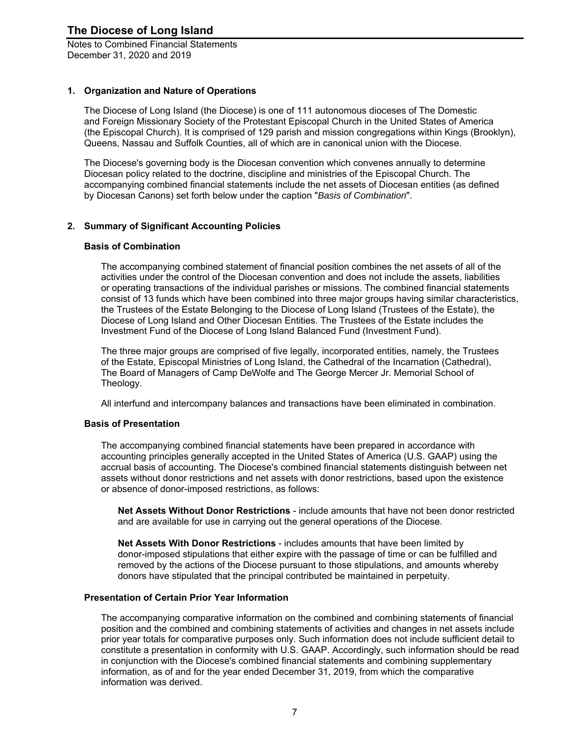## 1. Organization and Nature of Operations

The Diocese of Long Island (the Diocese) is one of 111 autonomous dioceses of The Domestic and Foreign Missionary Society of the Protestant Episcopal Church in the United States of America (the Episcopal Church). It is comprised of 129 parish and mission congregations within Kings (Brooklyn), Queens, Nassau and Suffolk Counties, all of which are in canonical union with the Diocese.

The Diocese's governing body is the Diocesan convention which convenes annually to determine Diocesan policy related to the doctrine, discipline and ministries of the Episcopal Church. The accompanying combined financial statements include the net assets of Diocesan entities (as defined by Diocesan Canons) set forth below under the caption "*Basis of Combination*".

## 2. Summary of Significant Accounting Policies

### Basis of Combination

The accompanying combined statement of financial position combines the net assets of all of the activities under the control of the Diocesan convention and does not include the assets, liabilities or operating transactions of the individual parishes or missions. The combined financial statements consist of 13 funds which have been combined into three major groups having similar characteristics, the Trustees of the Estate Belonging to the Diocese of Long Island (Trustees of the Estate), the Diocese of Long Island and Other Diocesan Entities. The Trustees of the Estate includes the Investment Fund of the Diocese of Long Island Balanced Fund (Investment Fund).

The three major groups are comprised of five legally, incorporated entities, namely, the Trustees of the Estate, Episcopal Ministries of Long Island, the Cathedral of the Incarnation (Cathedral), The Board of Managers of Camp DeWolfe and The George Mercer Jr. Memorial School of Theology.

All interfund and intercompany balances and transactions have been eliminated in combination.

### Basis of Presentation

The accompanying combined financial statements have been prepared in accordance with accounting principles generally accepted in the United States of America (U.S. GAAP) using the accrual basis of accounting. The Diocese's combined financial statements distinguish between net assets without donor restrictions and net assets with donor restrictions, based upon the existence or absence of donor-imposed restrictions, as follows:

**Net Assets Without Donor Restrictions** - include amounts that have not been donor restricted and are available for use in carrying out the general operations of the Diocese.

**Net Assets With Donor Restrictions** - includes amounts that have been limited by donor-imposed stipulations that either expire with the passage of time or can be fulfilled and removed by the actions of the Diocese pursuant to those stipulations, and amounts whereby donors have stipulated that the principal contributed be maintained in perpetuity.

### Presentation of Certain Prior Year Information

The accompanying comparative information on the combined and combining statements of financial position and the combined and combining statements of activities and changes in net assets include prior year totals for comparative purposes only. Such information does not include sufficient detail to constitute a presentation in conformity with U.S. GAAP. Accordingly, such information should be read in conjunction with the Diocese's combined financial statements and combining supplementary information, as of and for the year ended December 31, 2019, from which the comparative information was derived.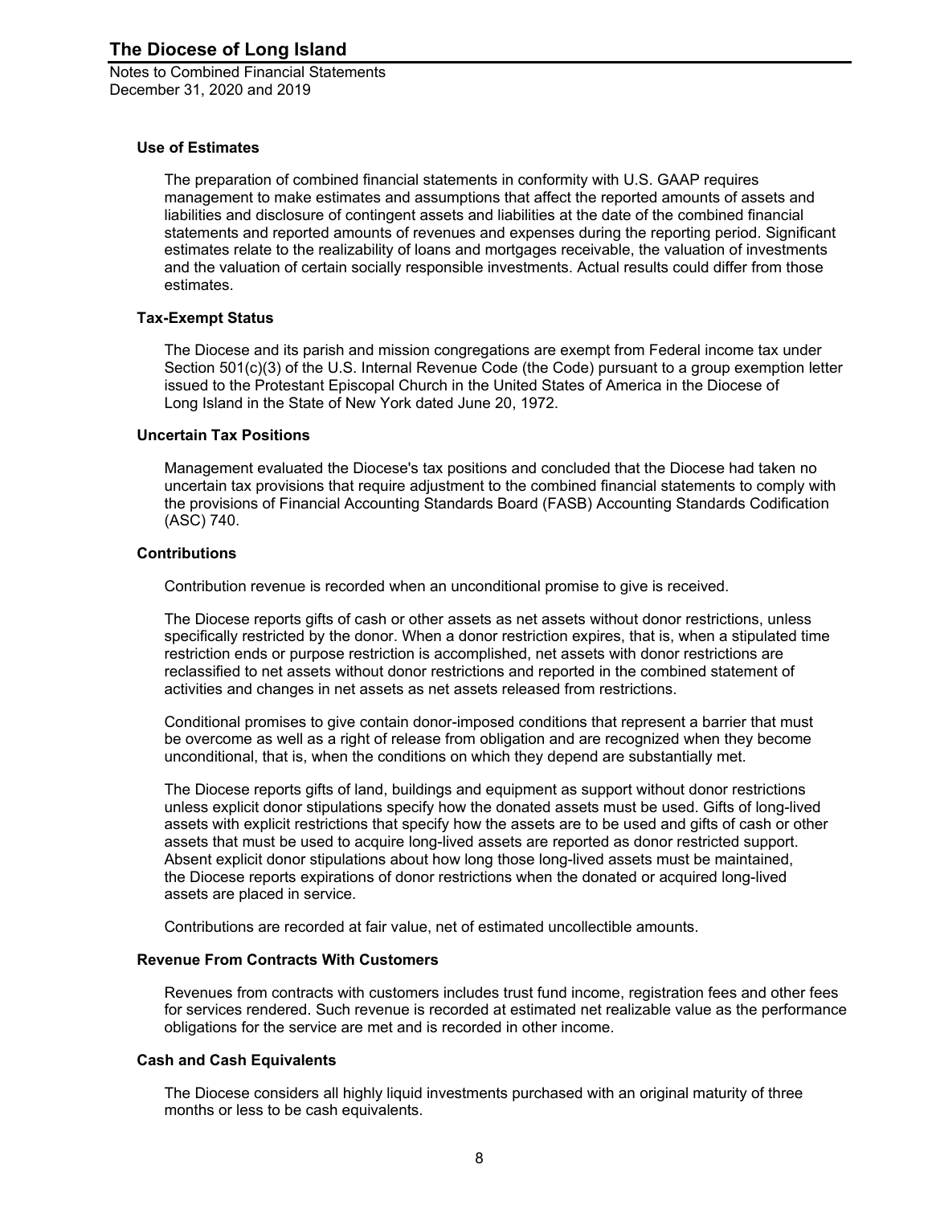### Use of Estimates

The preparation of combined financial statements in conformity with U.S. GAAP requires management to make estimates and assumptions that affect the reported amounts of assets and liabilities and disclosure of contingent assets and liabilities at the date of the combined financial statements and reported amounts of revenues and expenses during the reporting period. Significant estimates relate to the realizability of loans and mortgages receivable, the valuation of investments and the valuation of certain socially responsible investments. Actual results could differ from those estimates.

### Tax-Exempt Status

The Diocese and its parish and mission congregations are exempt from Federal income tax under Section 501(c)(3) of the U.S. Internal Revenue Code (the Code) pursuant to a group exemption letter issued to the Protestant Episcopal Church in the United States of America in the Diocese of Long Island in the State of New York dated June 20, 1972.

### Uncertain Tax Positions

Management evaluated the Diocese's tax positions and concluded that the Diocese had taken no uncertain tax provisions that require adjustment to the combined financial statements to comply with the provisions of Financial Accounting Standards Board (FASB) Accounting Standards Codification (ASC) 740.

### Contributions

Contribution revenue is recorded when an unconditional promise to give is received.

The Diocese reports gifts of cash or other assets as net assets without donor restrictions, unless specifically restricted by the donor. When a donor restriction expires, that is, when a stipulated time restriction ends or purpose restriction is accomplished, net assets with donor restrictions are reclassified to net assets without donor restrictions and reported in the combined statement of activities and changes in net assets as net assets released from restrictions.

Conditional promises to give contain donor-imposed conditions that represent a barrier that must be overcome as well as a right of release from obligation and are recognized when they become unconditional, that is, when the conditions on which they depend are substantially met.

The Diocese reports gifts of land, buildings and equipment as support without donor restrictions unless explicit donor stipulations specify how the donated assets must be used. Gifts of long-lived assets with explicit restrictions that specify how the assets are to be used and gifts of cash or other assets that must be used to acquire long-lived assets are reported as donor restricted support. Absent explicit donor stipulations about how long those long-lived assets must be maintained, the Diocese reports expirations of donor restrictions when the donated or acquired long-lived assets are placed in service.

Contributions are recorded at fair value, net of estimated uncollectible amounts.

### Revenue From Contracts With Customers

Revenues from contracts with customers includes trust fund income, registration fees and other fees for services rendered. Such revenue is recorded at estimated net realizable value as the performance obligations for the service are met and is recorded in other income.

### Cash and Cash Equivalents

The Diocese considers all highly liquid investments purchased with an original maturity of three months or less to be cash equivalents.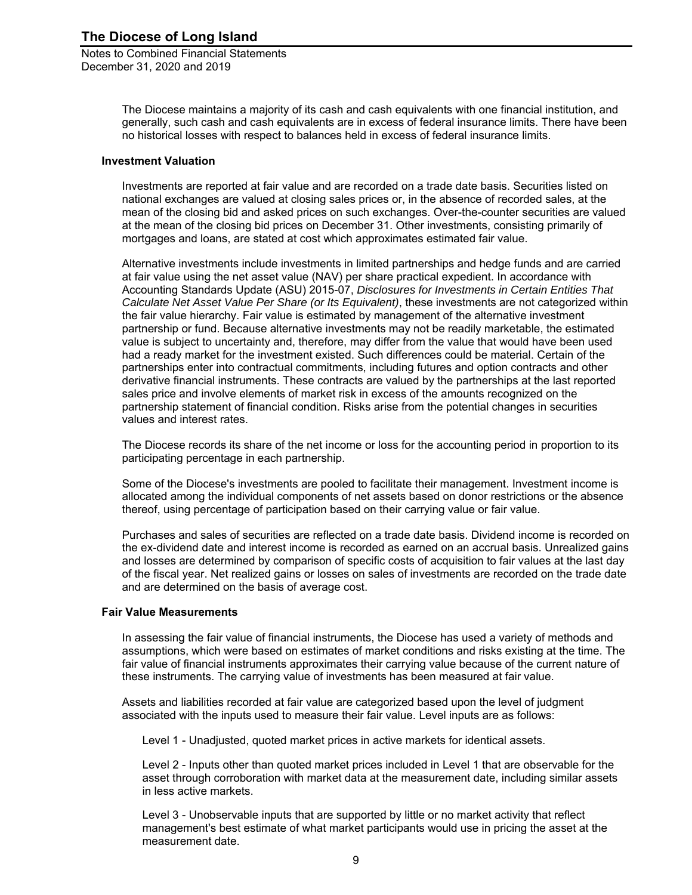The Diocese maintains a majority of its cash and cash equivalents with one financial institution, and generally, such cash and cash equivalents are in excess of federal insurance limits. There have been no historical losses with respect to balances held in excess of federal insurance limits.

### Investment Valuation

Investments are reported at fair value and are recorded on a trade date basis. Securities listed on national exchanges are valued at closing sales prices or, in the absence of recorded sales, at the mean of the closing bid and asked prices on such exchanges. Over-the-counter securities are valued at the mean of the closing bid prices on December 31. Other investments, consisting primarily of mortgages and loans, are stated at cost which approximates estimated fair value.

Alternative investments include investments in limited partnerships and hedge funds and are carried at fair value using the net asset value (NAV) per share practical expedient. In accordance with Accounting Standards Update (ASU) 2015-07, *Disclosures for Investments in Certain Entities That Calculate Net Asset Value Per Share (or Its Equivalent)*, these investments are not categorized within the fair value hierarchy. Fair value is estimated by management of the alternative investment partnership or fund. Because alternative investments may not be readily marketable, the estimated value is subject to uncertainty and, therefore, may differ from the value that would have been used had a ready market for the investment existed. Such differences could be material. Certain of the partnerships enter into contractual commitments, including futures and option contracts and other derivative financial instruments. These contracts are valued by the partnerships at the last reported sales price and involve elements of market risk in excess of the amounts recognized on the partnership statement of financial condition. Risks arise from the potential changes in securities values and interest rates.

The Diocese records its share of the net income or loss for the accounting period in proportion to its participating percentage in each partnership.

Some of the Diocese's investments are pooled to facilitate their management. Investment income is allocated among the individual components of net assets based on donor restrictions or the absence thereof, using percentage of participation based on their carrying value or fair value.

Purchases and sales of securities are reflected on a trade date basis. Dividend income is recorded on the ex-dividend date and interest income is recorded as earned on an accrual basis. Unrealized gains and losses are determined by comparison of specific costs of acquisition to fair values at the last day of the fiscal year. Net realized gains or losses on sales of investments are recorded on the trade date and are determined on the basis of average cost.

### Fair Value Measurements

In assessing the fair value of financial instruments, the Diocese has used a variety of methods and assumptions, which were based on estimates of market conditions and risks existing at the time. The fair value of financial instruments approximates their carrying value because of the current nature of these instruments. The carrying value of investments has been measured at fair value.

Assets and liabilities recorded at fair value are categorized based upon the level of judgment associated with the inputs used to measure their fair value. Level inputs are as follows:

Level 1 - Unadjusted, quoted market prices in active markets for identical assets.

Level 2 - Inputs other than quoted market prices included in Level 1 that are observable for the asset through corroboration with market data at the measurement date, including similar assets in less active markets.

Level 3 - Unobservable inputs that are supported by little or no market activity that reflect management's best estimate of what market participants would use in pricing the asset at the measurement date.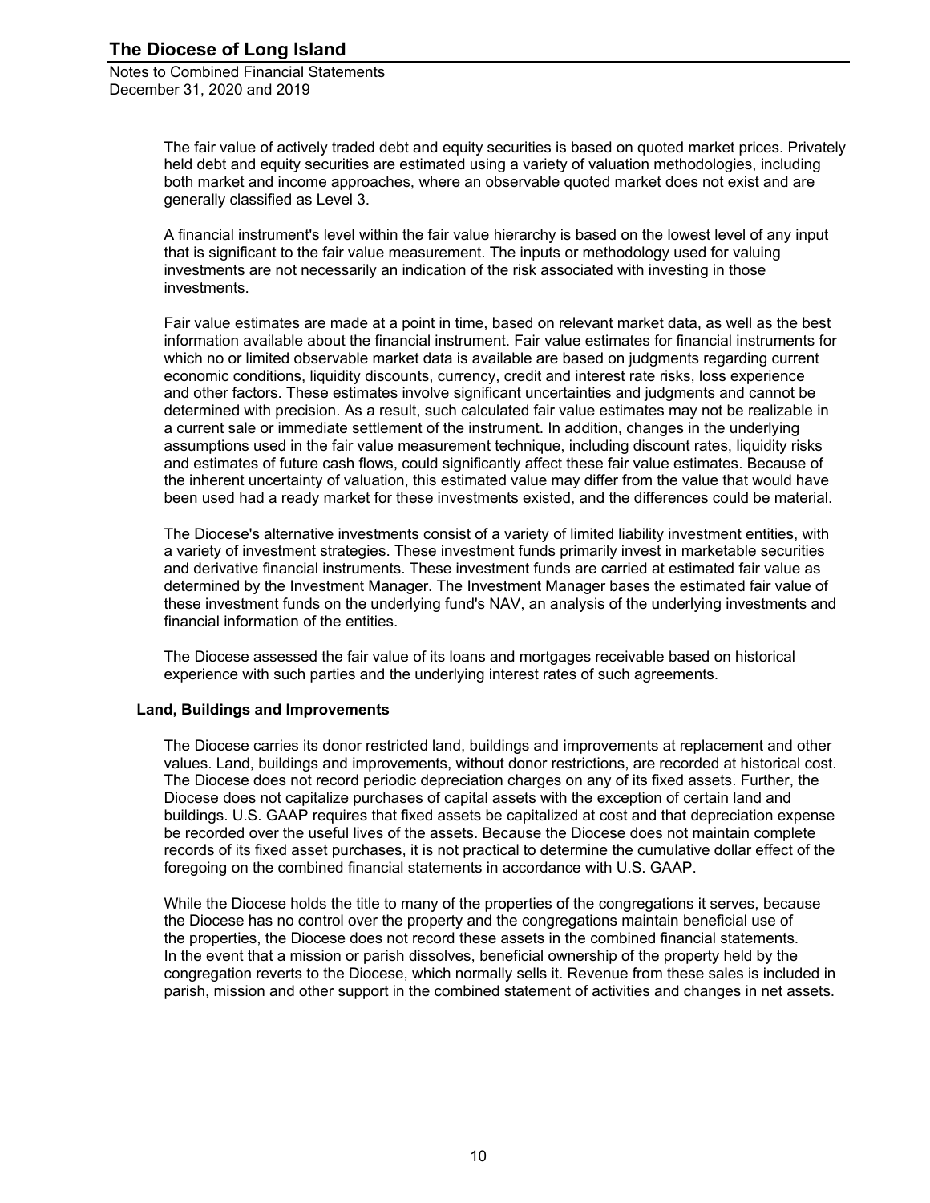The fair value of actively traded debt and equity securities is based on quoted market prices. Privately held debt and equity securities are estimated using a variety of valuation methodologies, including both market and income approaches, where an observable quoted market does not exist and are generally classified as Level 3.

A financial instrument's level within the fair value hierarchy is based on the lowest level of any input that is significant to the fair value measurement. The inputs or methodology used for valuing investments are not necessarily an indication of the risk associated with investing in those investments.

Fair value estimates are made at a point in time, based on relevant market data, as well as the best information available about the financial instrument. Fair value estimates for financial instruments for which no or limited observable market data is available are based on judgments regarding current economic conditions, liquidity discounts, currency, credit and interest rate risks, loss experience and other factors. These estimates involve significant uncertainties and judgments and cannot be determined with precision. As a result, such calculated fair value estimates may not be realizable in a current sale or immediate settlement of the instrument. In addition, changes in the underlying assumptions used in the fair value measurement technique, including discount rates, liquidity risks and estimates of future cash flows, could significantly affect these fair value estimates. Because of the inherent uncertainty of valuation, this estimated value may differ from the value that would have been used had a ready market for these investments existed, and the differences could be material.

The Diocese's alternative investments consist of a variety of limited liability investment entities, with a variety of investment strategies. These investment funds primarily invest in marketable securities and derivative financial instruments. These investment funds are carried at estimated fair value as determined by the Investment Manager. The Investment Manager bases the estimated fair value of these investment funds on the underlying fund's NAV, an analysis of the underlying investments and financial information of the entities.

The Diocese assessed the fair value of its loans and mortgages receivable based on historical experience with such parties and the underlying interest rates of such agreements.

### Land, Buildings and Improvements

The Diocese carries its donor restricted land, buildings and improvements at replacement and other values. Land, buildings and improvements, without donor restrictions, are recorded at historical cost. The Diocese does not record periodic depreciation charges on any of its fixed assets. Further, the Diocese does not capitalize purchases of capital assets with the exception of certain land and buildings. U.S. GAAP requires that fixed assets be capitalized at cost and that depreciation expense be recorded over the useful lives of the assets. Because the Diocese does not maintain complete records of its fixed asset purchases, it is not practical to determine the cumulative dollar effect of the foregoing on the combined financial statements in accordance with U.S. GAAP.

While the Diocese holds the title to many of the properties of the congregations it serves, because the Diocese has no control over the property and the congregations maintain beneficial use of the properties, the Diocese does not record these assets in the combined financial statements. In the event that a mission or parish dissolves, beneficial ownership of the property held by the congregation reverts to the Diocese, which normally sells it. Revenue from these sales is included in parish, mission and other support in the combined statement of activities and changes in net assets.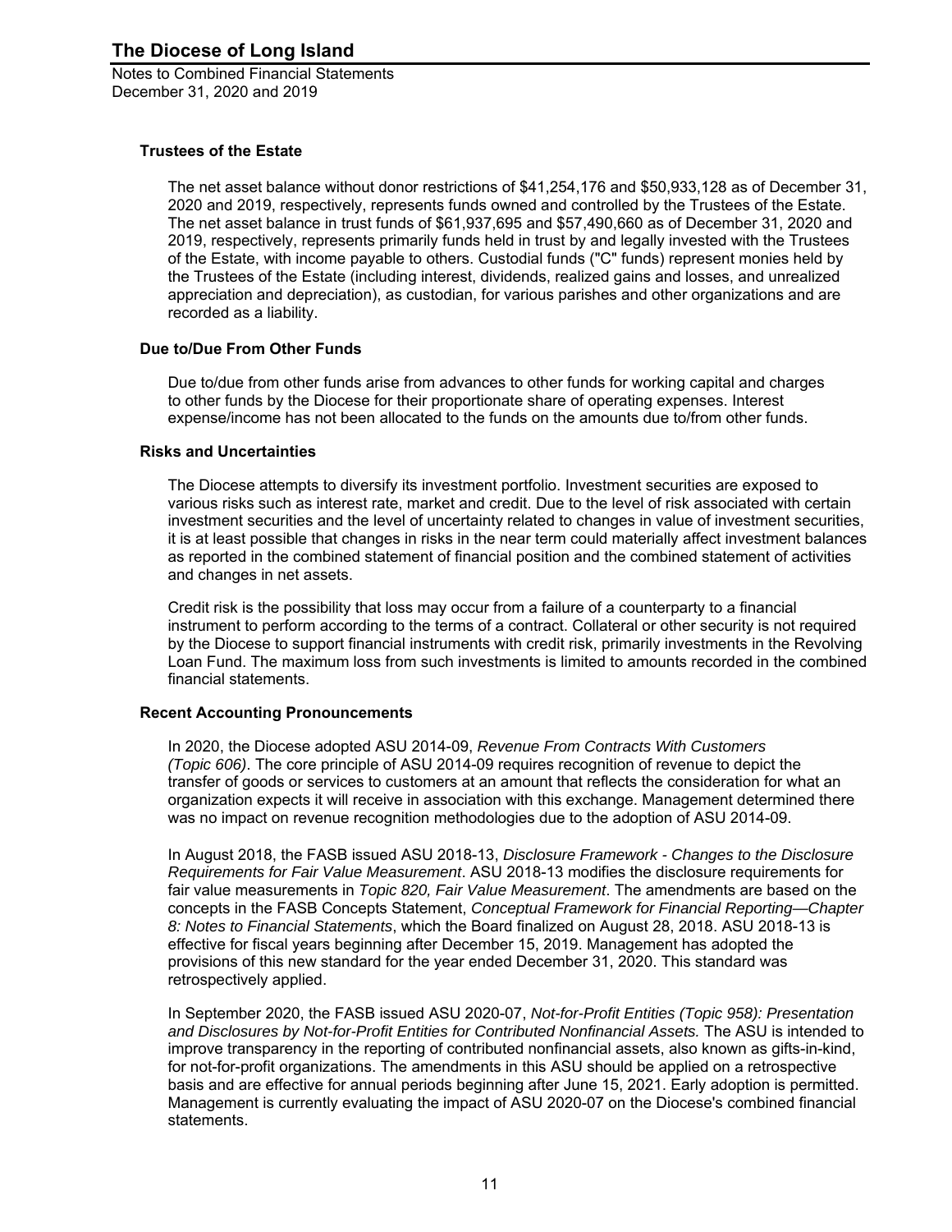### Trustees of the Estate

The net asset balance without donor restrictions of $41,254,176 and $50,933,128 as of December 31, 2020 and 2019, respectively, represents funds owned and controlled by the Trustees of the Estate. The net asset balance in trust funds of $61,937,695 and $57,490,660 as of December 31, 2020 and 2019, respectively, represents primarily funds held in trust by and legally invested with the Trustees of the Estate, with income payable to others. Custodial funds ("C" funds) represent monies held by the Trustees of the Estate (including interest, dividends, realized gains and losses, and unrealized appreciation and depreciation), as custodian, for various parishes and other organizations and are recorded as a liability.

### Due to/Due From Other Funds

Due to/due from other funds arise from advances to other funds for working capital and charges to other funds by the Diocese for their proportionate share of operating expenses. Interest expense/income has not been allocated to the funds on the amounts due to/from other funds.

### Risks and Uncertainties

The Diocese attempts to diversify its investment portfolio. Investment securities are exposed to various risks such as interest rate, market and credit. Due to the level of risk associated with certain investment securities and the level of uncertainty related to changes in value of investment securities, it is at least possible that changes in risks in the near term could materially affect investment balances as reported in the combined statement of financial position and the combined statement of activities and changes in net assets.

Credit risk is the possibility that loss may occur from a failure of a counterparty to a financial instrument to perform according to the terms of a contract. Collateral or other security is not required by the Diocese to support financial instruments with credit risk, primarily investments in the Revolving Loan Fund. The maximum loss from such investments is limited to amounts recorded in the combined financial statements.

### Recent Accounting Pronouncements

In 2020, the Diocese adopted ASU 2014-09, *Revenue From Contracts With Customers (Topic 606)*. The core principle of ASU 2014-09 requires recognition of revenue to depict the transfer of goods or services to customers at an amount that reflects the consideration for what an organization expects it will receive in association with this exchange. Management determined there was no impact on revenue recognition methodologies due to the adoption of ASU 2014-09.

In August 2018, the FASB issued ASU 2018-13, *Disclosure Framework - Changes to the Disclosure Requirements for Fair Value Measurement*. ASU 2018-13 modifies the disclosure requirements for fair value measurements in *Topic 820, Fair Value Measurement*. The amendments are based on the concepts in the FASB Concepts Statement, *Conceptual Framework for Financial Reporting—Chapter 8: Notes to Financial Statements*, which the Board finalized on August 28, 2018. ASU 2018-13 is effective for fiscal years beginning after December 15, 2019. Management has adopted the provisions of this new standard for the year ended December 31, 2020. This standard was retrospectively applied.

In September 2020, the FASB issued ASU 2020-07, *Not-for-Profit Entities (Topic 958): Presentation and Disclosures by Not-for-Profit Entities for Contributed Nonfinancial Assets.* The ASU is intended to improve transparency in the reporting of contributed nonfinancial assets, also known as gifts-in-kind, for not-for-profit organizations. The amendments in this ASU should be applied on a retrospective basis and are effective for annual periods beginning after June 15, 2021. Early adoption is permitted. Management is currently evaluating the impact of ASU 2020-07 on the Diocese's combined financial statements.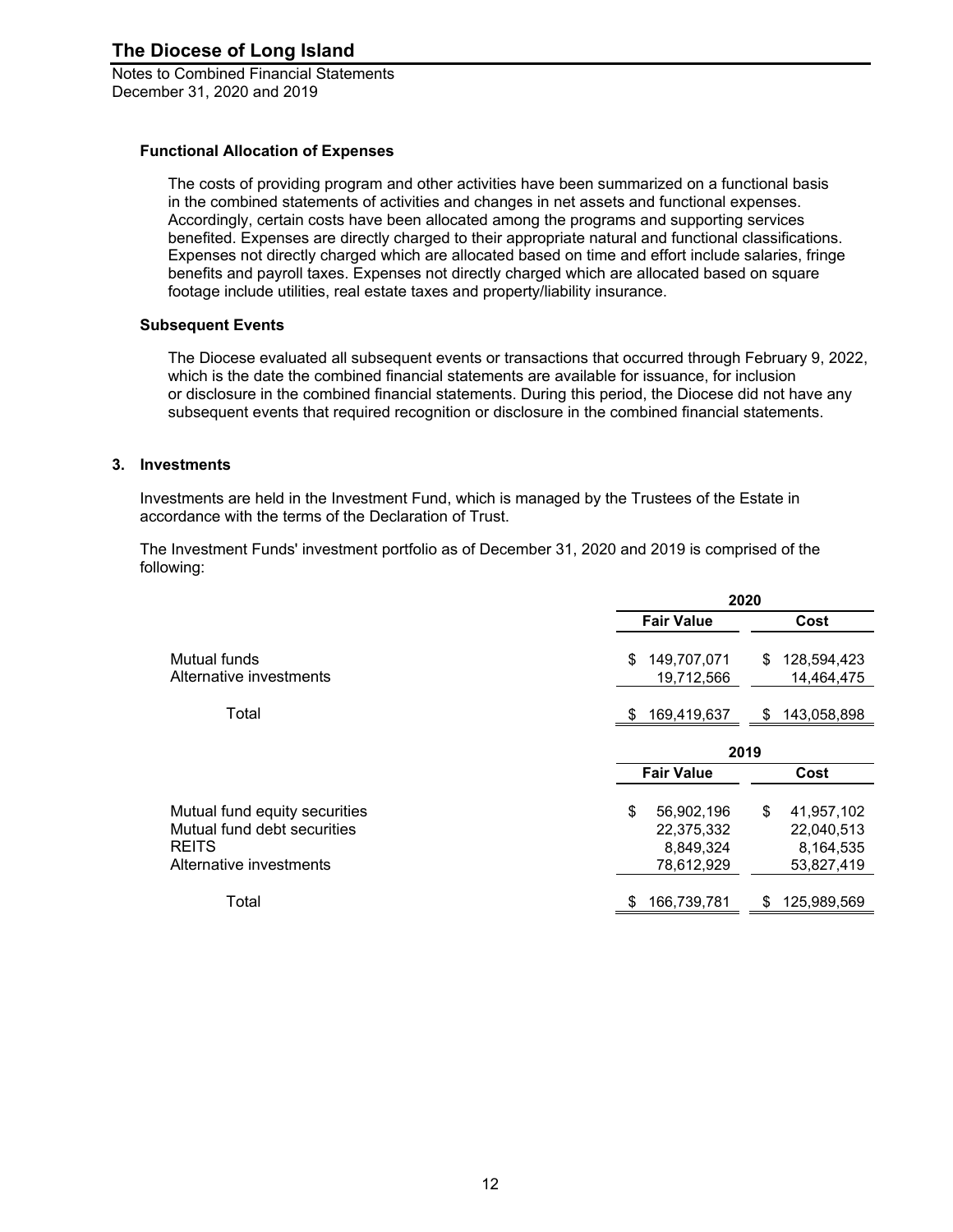**Functional Allocation of Expenses**

The costs of providing program and other activities have been summarized on a functional basis in the combined statements of activities and changes in net assets and functional expenses. Accordingly, certain costs have been allocated among the programs and supporting services benefited. Expenses are directly charged to their appropriate natural and functional classifications. Expenses not directly charged which are allocated based on time and effort include salaries, fringe benefits and payroll taxes. Expenses not directly charged which are allocated based on square footage include utilities, real estate taxes and property/liability insurance.

**Subsequent Events**

The Diocese evaluated all subsequent events or transactions that occurred through February 9, 2022, which is the date the combined financial statements are available for issuance, for inclusion or disclosure in the combined financial statements. During this period, the Diocese did not have any subsequent events that required recognition or disclosure in the combined financial statements.

## 3. Investments

Investments are held in the Investment Fund, which is managed by the Trustees of the Estate in accordance with the terms of the Declaration of Trust.

The Investment Funds' investment portfolio as of December 31, 2020 and 2019 is comprised of the following:

| | 2020 | |
|---|---|---|
| | **Fair Value** | **Cost** |
| Mutual funds | $ 149,707,071 | $ 128,594,423 |
| Alternative investments | 19,712,566 | 14,464,475 |
| Total | $ 169,419,637 | $ 143,058,898 |

| | 2019 | |
|---|---|---|
| | **Fair Value** | **Cost** |
| Mutual fund equity securities | $ 56,902,196 | $ 41,957,102 |
| Mutual fund debt securities | 22,375,332 | 22,040,513 |
| REITS | 8,849,324 | 8,164,535 |
| Alternative investments | 78,612,929 | 53,827,419 |
| Total | $ 166,739,781 | $ 125,989,569 |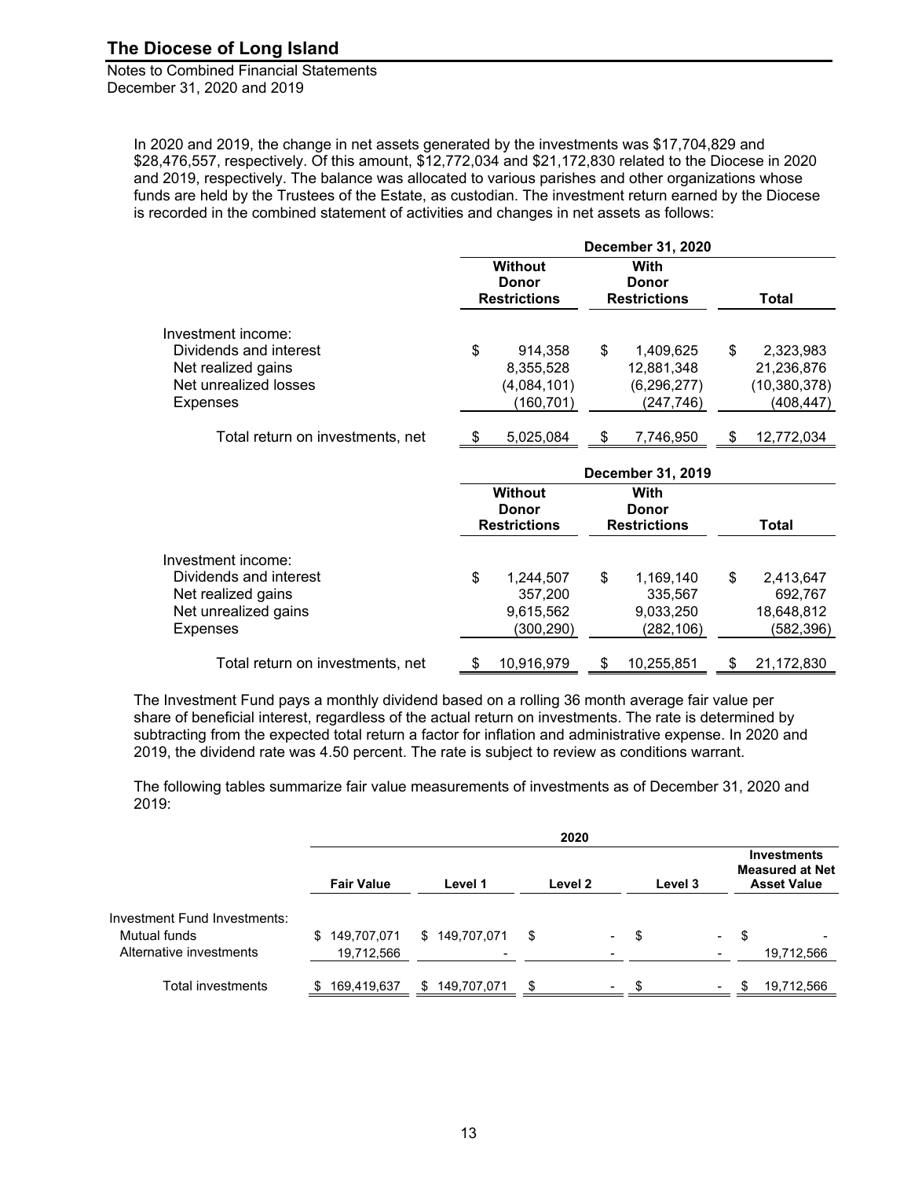In 2020 and 2019, the change in net assets generated by the investments was $17,704,829 and $28,476,557, respectively. Of this amount, $12,772,034 and $21,172,830 related to the Diocese in 2020 and 2019, respectively. The balance was allocated to various parishes and other organizations whose funds are held by the Trustees of the Estate, as custodian. The investment return earned by the Diocese is recorded in the combined statement of activities and changes in net assets as follows:

| | December 31, 2020 | | |
|---|---|---|---|
| | **Without Donor Restrictions** | **With Donor Restrictions** | **Total** |
| Investment income: | | | |
| Dividends and interest | $ 914,358 | $ 1,409,625 | $ 2,323,983 |
| Net realized gains | 8,355,528 | 12,881,348 | 21,236,876 |
| Net unrealized losses | (4,084,101) | (6,296,277) | (10,380,378) |
| Expenses | (160,701) | (247,746) | (408,447) |
| Total return on investments, net | $ 5,025,084 | $ 7,746,950 | $ 12,772,034 |

| | December 31, 2019 | | |
|---|---|---|---|
| | **Without Donor Restrictions** | **With Donor Restrictions** | **Total** |
| Investment income: | | | |
| Dividends and interest | $ 1,244,507 | $ 1,169,140 | $ 2,413,647 |
| Net realized gains | 357,200 | 335,567 | 692,767 |
| Net unrealized gains | 9,615,562 | 9,033,250 | 18,648,812 |
| Expenses | (300,290) | (282,106) | (582,396) |
| Total return on investments, net | $ 10,916,979 | $ 10,255,851 | $ 21,172,830 |

The Investment Fund pays a monthly dividend based on a rolling 36 month average fair value per share of beneficial interest, regardless of the actual return on investments. The rate is determined by subtracting from the expected total return a factor for inflation and administrative expense. In 2020 and 2019, the dividend rate was 4.50 percent. The rate is subject to review as conditions warrant.

The following tables summarize fair value measurements of investments as of December 31, 2020 and 2019:

| | 2020 | | | | |
|---|---|---|---|---|---|
| | **Fair Value** | **Level 1** | **Level 2** | **Level 3** | **Investments Measured at Net Asset Value** |
| Investment Fund Investments: | | | | | |
| Mutual funds | $ 149,707,071 | $ 149,707,071 | $ - | $ - | $ - |
| Alternative investments | 19,712,566 | - | - | - | 19,712,566 |
| Total investments | $ 169,419,637 | $ 149,707,071 | $ - | $ - | $ 19,712,566 |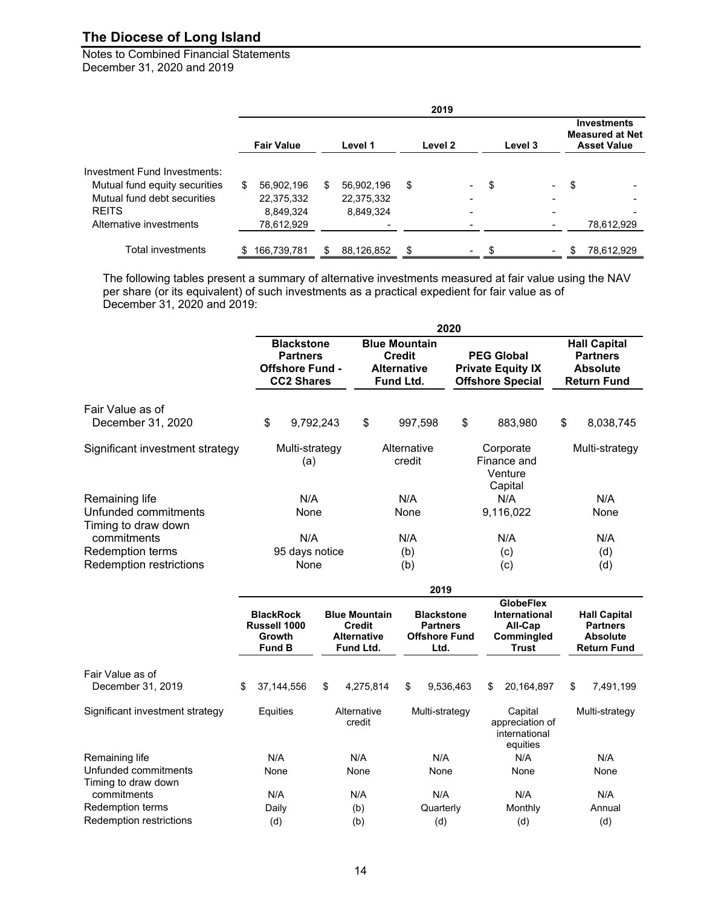# The Diocese of Long Island

Notes to Combined Financial Statements
December 31, 2020 and 2019

| | 2019 | | | | |
|---|---|---|---|---|---|
| | Fair Value | Level 1 | Level 2 | Level 3 | Investments Measured at Net Asset Value |
| Investment Fund Investments: | | | | | |
| Mutual fund equity securities | $ 56,902,196 | $ 56,902,196 | $ - | $ - | $ - |
| Mutual fund debt securities | 22,375,332 | 22,375,332 | - | - | - |
| REITS | 8,849,324 | 8,849,324 | - | - | - |
| Alternative investments | 78,612,929 | - | - | - | 78,612,929 |
| Total investments | $ 166,739,781 | $ 88,126,852 | $ - | $ - | $ 78,612,929 |

The following tables present a summary of alternative investments measured at fair value using the NAV per share (or its equivalent) of such investments as a practical expedient for fair value as of December 31, 2020 and 2019:

| | 2020 | | | |
|---|---|---|---|---|
| | Blackstone Partners Offshore Fund - CC2 Shares | Blue Mountain Credit Alternative Fund Ltd. | PEG Global Private Equity IX Offshore Special | Hall Capital Partners Absolute Return Fund |
| Fair Value as of December 31, 2020 | $ 9,792,243 | $ 997,598 | $ 883,980 | $ 8,038,745 |
| Significant investment strategy | Multi-strategy (a) | Alternative credit | Corporate Finance and Venture Capital | Multi-strategy |
| Remaining life | N/A | N/A | N/A | N/A |
| Unfunded commitments | None | None | 9,116,022 | None |
| Timing to draw down commitments | N/A | N/A | N/A | N/A |
| Redemption terms | 95 days notice | (b) | (c) | (d) |
| Redemption restrictions | None | (b) | (c) | (d) |

| | 2019 | | | | |
|---|---|---|---|---|---|
| | BlackRock Russell 1000 Growth Fund B | Blue Mountain Credit Alternative Fund Ltd. | Blackstone Partners Offshore Fund Ltd. | GlobeFlex International All-Cap Commingled Trust | Hall Capital Partners Absolute Return Fund |
| Fair Value as of December 31, 2019 | $ 37,144,556 | $ 4,275,814 | $ 9,536,463 | $ 20,164,897 | $ 7,491,199 |
| Significant investment strategy | Equities | Alternative credit | Multi-strategy | Capital appreciation of international equities | Multi-strategy |
| Remaining life | N/A | N/A | N/A | N/A | N/A |
| Unfunded commitments | None | None | None | None | None |
| Timing to draw down commitments | N/A | N/A | N/A | N/A | N/A |
| Redemption terms | Daily | (b) | Quarterly | Monthly | Annual |
| Redemption restrictions | (d) | (b) | (d) | (d) | (d) |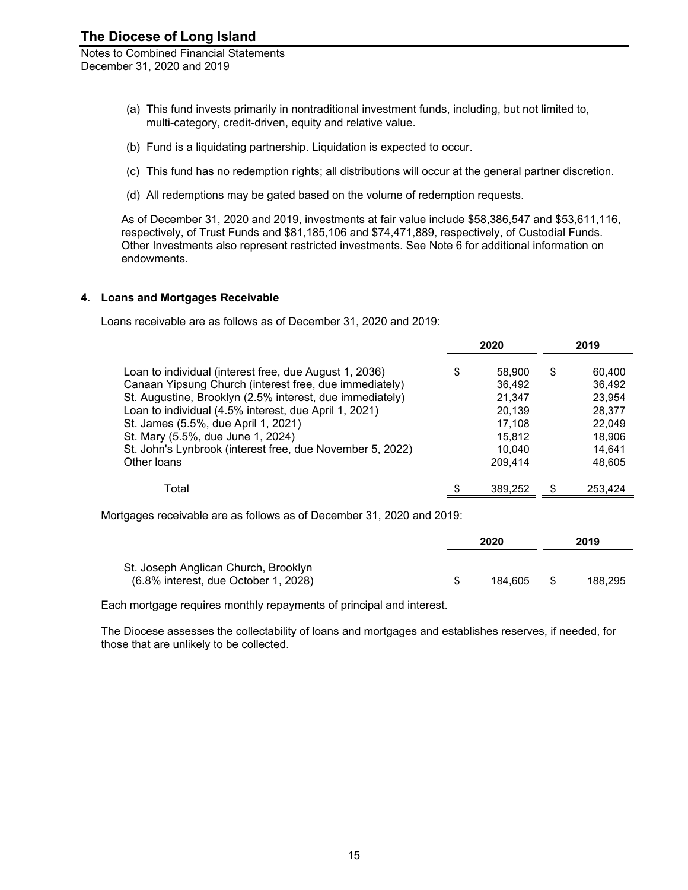(a) This fund invests primarily in nontraditional investment funds, including, but not limited to, multi-category, credit-driven, equity and relative value.

(b) Fund is a liquidating partnership. Liquidation is expected to occur.

(c) This fund has no redemption rights; all distributions will occur at the general partner discretion.

(d) All redemptions may be gated based on the volume of redemption requests.

As of December 31, 2020 and 2019, investments at fair value include $58,386,547 and $53,611,116, respectively, of Trust Funds and $81,185,106 and $74,471,889, respectively, of Custodial Funds. Other Investments also represent restricted investments. See Note 6 for additional information on endowments.

## 4. Loans and Mortgages Receivable

Loans receivable are as follows as of December 31, 2020 and 2019:

| | 2020 | 2019 |
|---|---|---|
| Loan to individual (interest free, due August 1, 2036) | $ 58,900 | $ 60,400 |
| Canaan Yipsung Church (interest free, due immediately) | 36,492 | 36,492 |
| St. Augustine, Brooklyn (2.5% interest, due immediately) | 21,347 | 23,954 |
| Loan to individual (4.5% interest, due April 1, 2021) | 20,139 | 28,377 |
| St. James (5.5%, due April 1, 2021) | 17,108 | 22,049 |
| St. Mary (5.5%, due June 1, 2024) | 15,812 | 18,906 |
| St. John's Lynbrook (interest free, due November 5, 2022) | 10,040 | 14,641 |
| Other loans | 209,414 | 48,605 |
| Total | $ 389,252 | $ 253,424 |

Mortgages receivable are as follows as of December 31, 2020 and 2019:

| | 2020 | 2019 |
|---|---|---|
| St. Joseph Anglican Church, Brooklyn (6.8% interest, due October 1, 2028) | $ 184,605 | $ 188,295 |

Each mortgage requires monthly repayments of principal and interest.

The Diocese assesses the collectability of loans and mortgages and establishes reserves, if needed, for those that are unlikely to be collected.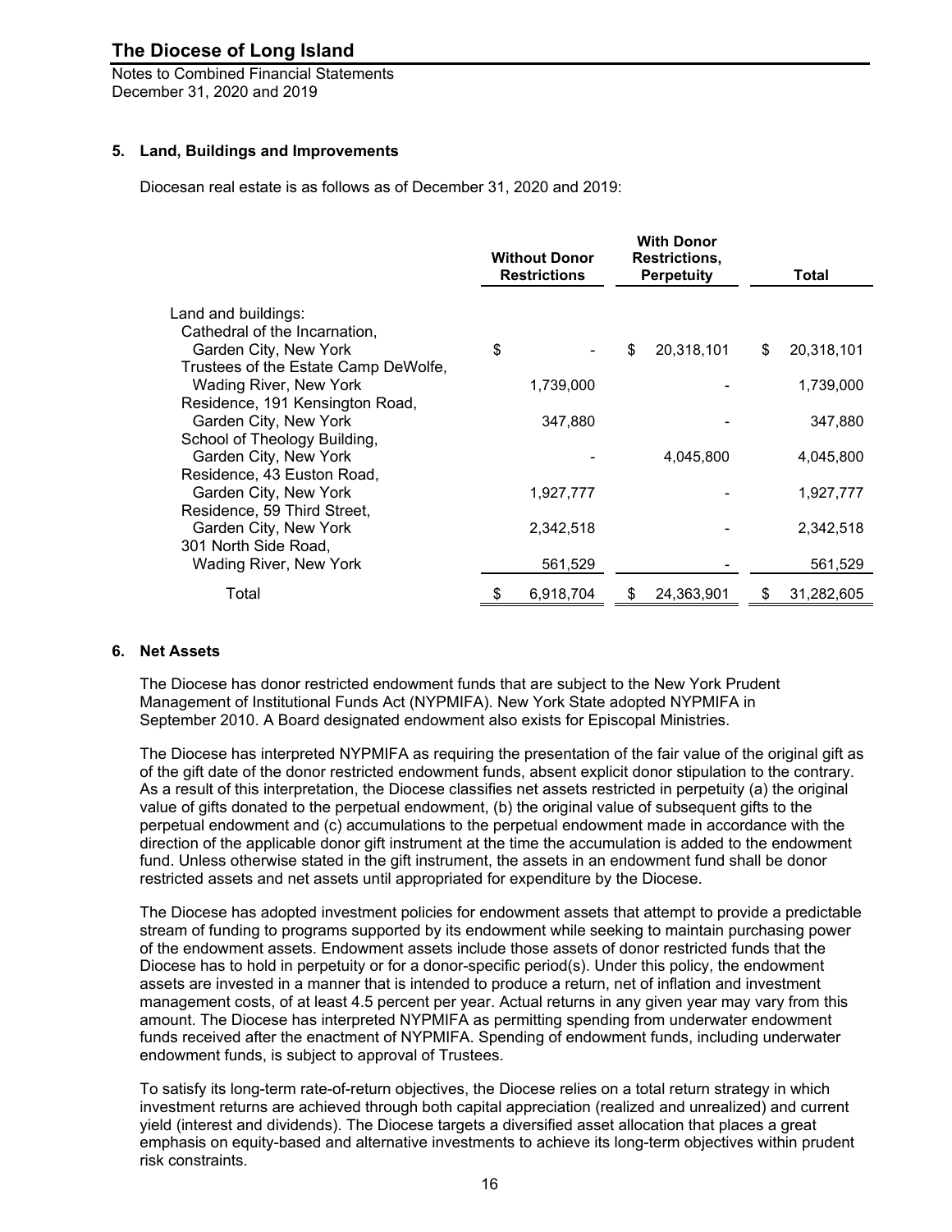## 5. Land, Buildings and Improvements

Diocesan real estate is as follows as of December 31, 2020 and 2019:

| | Without Donor Restrictions | With Donor Restrictions, Perpetuity | Total |
|---|---|---|---|
| Land and buildings: | | | |
| Cathedral of the Incarnation, Garden City, New York | $ - | $ 20,318,101 | $ 20,318,101 |
| Trustees of the Estate Camp DeWolfe, Wading River, New York | 1,739,000 | - | 1,739,000 |
| Residence, 191 Kensington Road, Garden City, New York | 347,880 | - | 347,880 |
| School of Theology Building, Garden City, New York | - | 4,045,800 | 4,045,800 |
| Residence, 43 Euston Road, Garden City, New York | 1,927,777 | - | 1,927,777 |
| Residence, 59 Third Street, Garden City, New York | 2,342,518 | - | 2,342,518 |
| 301 North Side Road, Wading River, New York | 561,529 | - | 561,529 |
| Total | $ 6,918,704 | $ 24,363,901 | $ 31,282,605 |

## 6. Net Assets

The Diocese has donor restricted endowment funds that are subject to the New York Prudent Management of Institutional Funds Act (NYPMIFA). New York State adopted NYPMIFA in September 2010. A Board designated endowment also exists for Episcopal Ministries.

The Diocese has interpreted NYPMIFA as requiring the presentation of the fair value of the original gift as of the gift date of the donor restricted endowment funds, absent explicit donor stipulation to the contrary. As a result of this interpretation, the Diocese classifies net assets restricted in perpetuity (a) the original value of gifts donated to the perpetual endowment, (b) the original value of subsequent gifts to the perpetual endowment and (c) accumulations to the perpetual endowment made in accordance with the direction of the applicable donor gift instrument at the time the accumulation is added to the endowment fund. Unless otherwise stated in the gift instrument, the assets in an endowment fund shall be donor restricted assets and net assets until appropriated for expenditure by the Diocese.

The Diocese has adopted investment policies for endowment assets that attempt to provide a predictable stream of funding to programs supported by its endowment while seeking to maintain purchasing power of the endowment assets. Endowment assets include those assets of donor restricted funds that the Diocese has to hold in perpetuity or for a donor-specific period(s). Under this policy, the endowment assets are invested in a manner that is intended to produce a return, net of inflation and investment management costs, of at least 4.5 percent per year. Actual returns in any given year may vary from this amount. The Diocese has interpreted NYPMIFA as permitting spending from underwater endowment funds received after the enactment of NYPMIFA. Spending of endowment funds, including underwater endowment funds, is subject to approval of Trustees.

To satisfy its long-term rate-of-return objectives, the Diocese relies on a total return strategy in which investment returns are achieved through both capital appreciation (realized and unrealized) and current yield (interest and dividends). The Diocese targets a diversified asset allocation that places a great emphasis on equity-based and alternative investments to achieve its long-term objectives within prudent risk constraints.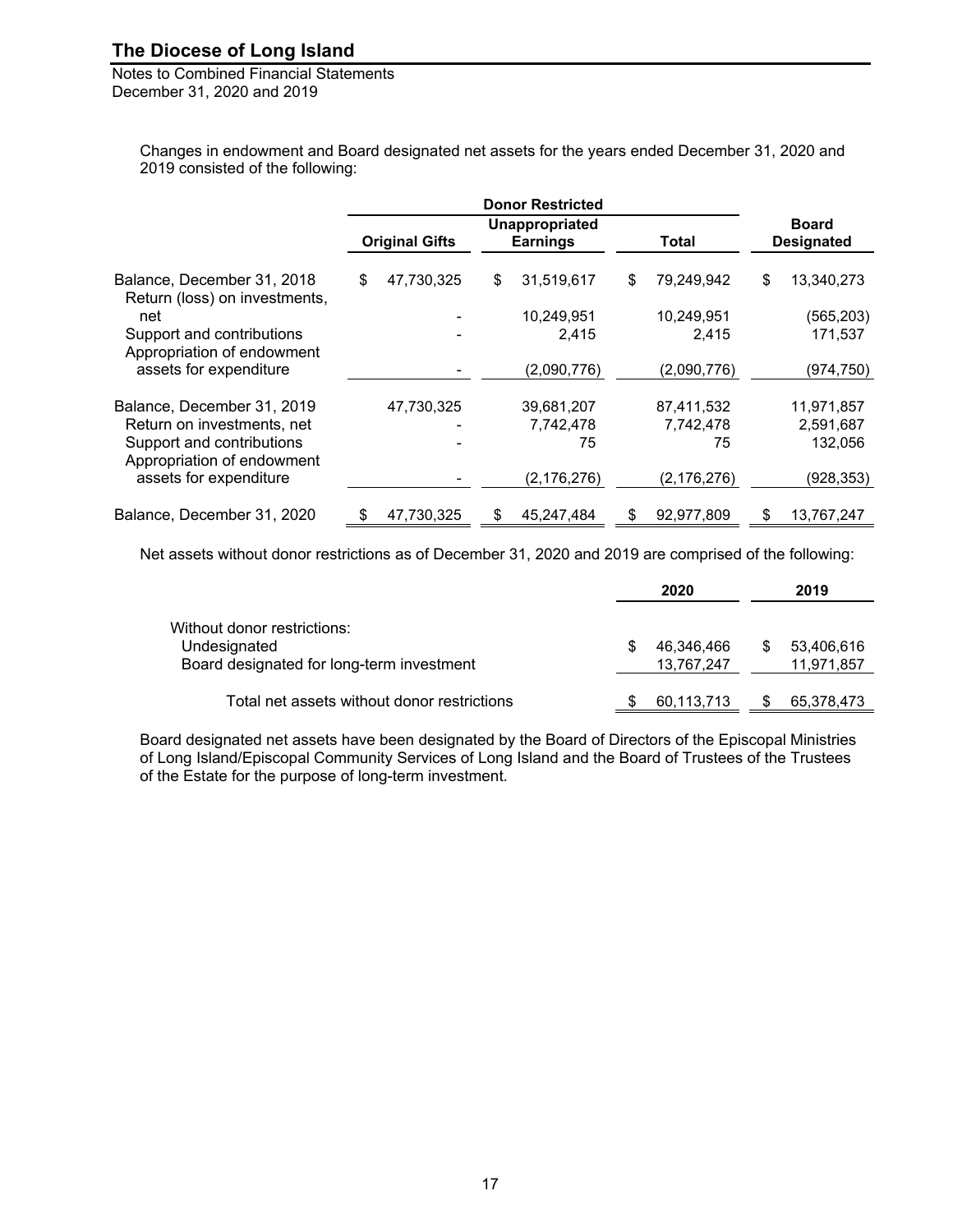Changes in endowment and Board designated net assets for the years ended December 31, 2020 and 2019 consisted of the following:

| | Donor Restricted | | | |
|---|---|---|---|---|
| | Original Gifts | Unappropriated Earnings | Total | Board Designated |
| Balance, December 31, 2018 | $ 47,730,325 | $ 31,519,617 | $ 79,249,942 | $ 13,340,273 |
| Return (loss) on investments, net | - | 10,249,951 | 10,249,951 | (565,203) |
| Support and contributions | - | 2,415 | 2,415 | 171,537 |
| Appropriation of endowment assets for expenditure | - | (2,090,776) | (2,090,776) | (974,750) |
| Balance, December 31, 2019 | 47,730,325 | 39,681,207 | 87,411,532 | 11,971,857 |
| Return on investments, net | - | 7,742,478 | 7,742,478 | 2,591,687 |
| Support and contributions | - | 75 | 75 | 132,056 |
| Appropriation of endowment assets for expenditure | - | (2,176,276) | (2,176,276) | (928,353) |
| Balance, December 31, 2020 | $ 47,730,325 | $ 45,247,484 | $ 92,977,809 | $ 13,767,247 |

Net assets without donor restrictions as of December 31, 2020 and 2019 are comprised of the following:

| | 2020 | 2019 |
|---|---|---|
| Without donor restrictions: | | |
| Undesignated | $ 46,346,466 | $ 53,406,616 |
| Board designated for long-term investment | 13,767,247 | 11,971,857 |
| Total net assets without donor restrictions | $ 60,113,713 | $ 65,378,473 |

Board designated net assets have been designated by the Board of Directors of the Episcopal Ministries of Long Island/Episcopal Community Services of Long Island and the Board of Trustees of the Trustees of the Estate for the purpose of long-term investment.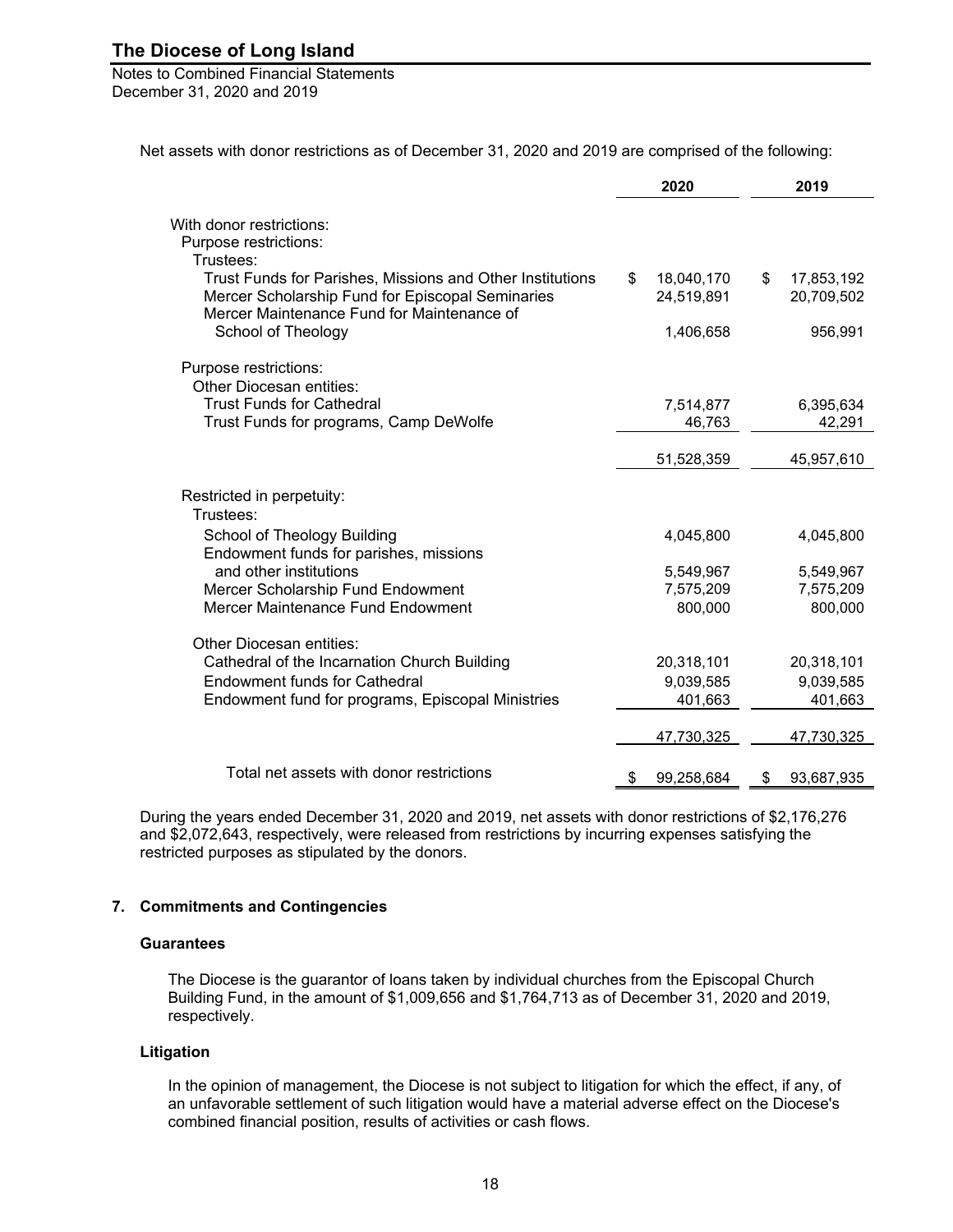Net assets with donor restrictions as of December 31, 2020 and 2019 are comprised of the following:

| | 2020 | 2019 |
|---|---|---|
| With donor restrictions: | | |
| Purpose restrictions: | | |
| Trustees: | | |
| Trust Funds for Parishes, Missions and Other Institutions | $ 18,040,170 | $ 17,853,192 |
| Mercer Scholarship Fund for Episcopal Seminaries | 24,519,891 | 20,709,502 |
| Mercer Maintenance Fund for Maintenance of School of Theology | 1,406,658 | 956,991 |
| Purpose restrictions: | | |
| Other Diocesan entities: | | |
| Trust Funds for Cathedral | 7,514,877 | 6,395,634 |
| Trust Funds for programs, Camp DeWolfe | 46,763 | 42,291 |
| | 51,528,359 | 45,957,610 |
| Restricted in perpetuity: | | |
| Trustees: | | |
| School of Theology Building | 4,045,800 | 4,045,800 |
| Endowment funds for parishes, missions and other institutions | 5,549,967 | 5,549,967 |
| Mercer Scholarship Fund Endowment | 7,575,209 | 7,575,209 |
| Mercer Maintenance Fund Endowment | 800,000 | 800,000 |
| Other Diocesan entities: | | |
| Cathedral of the Incarnation Church Building | 20,318,101 | 20,318,101 |
| Endowment funds for Cathedral | 9,039,585 | 9,039,585 |
| Endowment fund for programs, Episcopal Ministries | 401,663 | 401,663 |
| | 47,730,325 | 47,730,325 |
| Total net assets with donor restrictions | $ 99,258,684 | $ 93,687,935 |

During the years ended December 31, 2020 and 2019, net assets with donor restrictions of $2,176,276 and $2,072,643, respectively, were released from restrictions by incurring expenses satisfying the restricted purposes as stipulated by the donors.

## 7. Commitments and Contingencies

### Guarantees

The Diocese is the guarantor of loans taken by individual churches from the Episcopal Church Building Fund, in the amount of $1,009,656 and $1,764,713 as of December 31, 2020 and 2019, respectively.

### Litigation

In the opinion of management, the Diocese is not subject to litigation for which the effect, if any, of an unfavorable settlement of such litigation would have a material adverse effect on the Diocese's combined financial position, results of activities or cash flows.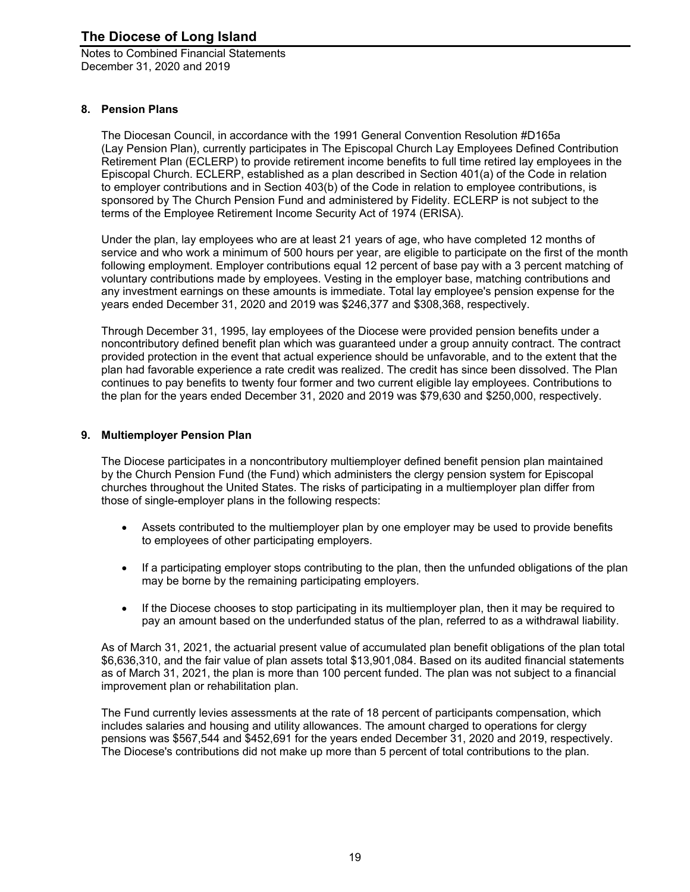## 8. Pension Plans

The Diocesan Council, in accordance with the 1991 General Convention Resolution #D165a (Lay Pension Plan), currently participates in The Episcopal Church Lay Employees Defined Contribution Retirement Plan (ECLERP) to provide retirement income benefits to full time retired lay employees in the Episcopal Church. ECLERP, established as a plan described in Section 401(a) of the Code in relation to employer contributions and in Section 403(b) of the Code in relation to employee contributions, is sponsored by The Church Pension Fund and administered by Fidelity. ECLERP is not subject to the terms of the Employee Retirement Income Security Act of 1974 (ERISA).

Under the plan, lay employees who are at least 21 years of age, who have completed 12 months of service and who work a minimum of 500 hours per year, are eligible to participate on the first of the month following employment. Employer contributions equal 12 percent of base pay with a 3 percent matching of voluntary contributions made by employees. Vesting in the employer base, matching contributions and any investment earnings on these amounts is immediate. Total lay employee's pension expense for the years ended December 31, 2020 and 2019 was $246,377 and $308,368, respectively.

Through December 31, 1995, lay employees of the Diocese were provided pension benefits under a noncontributory defined benefit plan which was guaranteed under a group annuity contract. The contract provided protection in the event that actual experience should be unfavorable, and to the extent that the plan had favorable experience a rate credit was realized. The credit has since been dissolved. The Plan continues to pay benefits to twenty four former and two current eligible lay employees. Contributions to the plan for the years ended December 31, 2020 and 2019 was $79,630 and $250,000, respectively.

## 9. Multiemployer Pension Plan

The Diocese participates in a noncontributory multiemployer defined benefit pension plan maintained by the Church Pension Fund (the Fund) which administers the clergy pension system for Episcopal churches throughout the United States. The risks of participating in a multiemployer plan differ from those of single-employer plans in the following respects:

- Assets contributed to the multiemployer plan by one employer may be used to provide benefits to employees of other participating employers.
- If a participating employer stops contributing to the plan, then the unfunded obligations of the plan may be borne by the remaining participating employers.
- If the Diocese chooses to stop participating in its multiemployer plan, then it may be required to pay an amount based on the underfunded status of the plan, referred to as a withdrawal liability.

As of March 31, 2021, the actuarial present value of accumulated plan benefit obligations of the plan total $6,636,310, and the fair value of plan assets total $13,901,084. Based on its audited financial statements as of March 31, 2021, the plan is more than 100 percent funded. The plan was not subject to a financial improvement plan or rehabilitation plan.

The Fund currently levies assessments at the rate of 18 percent of participants compensation, which includes salaries and housing and utility allowances. The amount charged to operations for clergy pensions was $567,544 and $452,691 for the years ended December 31, 2020 and 2019, respectively. The Diocese's contributions did not make up more than 5 percent of total contributions to the plan.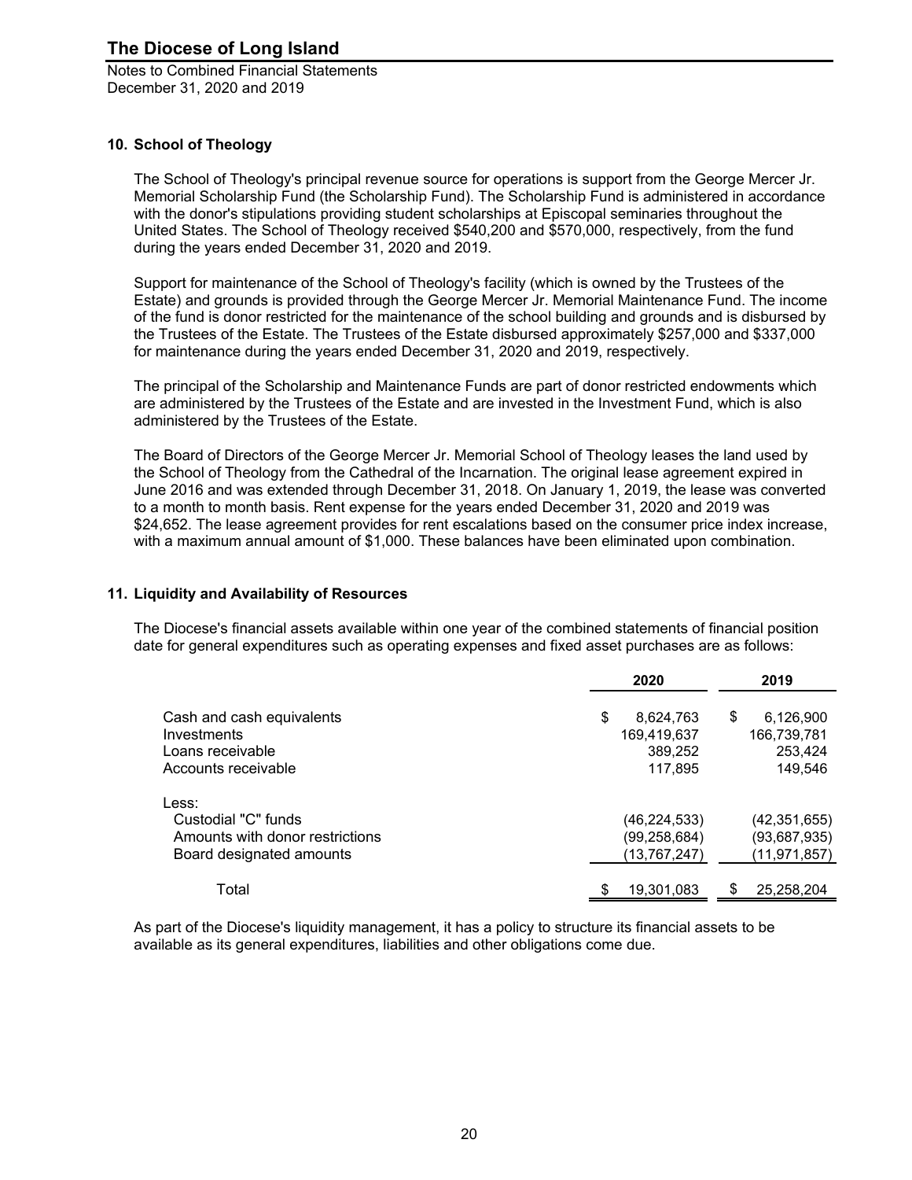## 10. School of Theology

The School of Theology's principal revenue source for operations is support from the George Mercer Jr. Memorial Scholarship Fund (the Scholarship Fund). The Scholarship Fund is administered in accordance with the donor's stipulations providing student scholarships at Episcopal seminaries throughout the United States. The School of Theology received $540,200 and $570,000, respectively, from the fund during the years ended December 31, 2020 and 2019.

Support for maintenance of the School of Theology's facility (which is owned by the Trustees of the Estate) and grounds is provided through the George Mercer Jr. Memorial Maintenance Fund. The income of the fund is donor restricted for the maintenance of the school building and grounds and is disbursed by the Trustees of the Estate. The Trustees of the Estate disbursed approximately $257,000 and $337,000 for maintenance during the years ended December 31, 2020 and 2019, respectively.

The principal of the Scholarship and Maintenance Funds are part of donor restricted endowments which are administered by the Trustees of the Estate and are invested in the Investment Fund, which is also administered by the Trustees of the Estate.

The Board of Directors of the George Mercer Jr. Memorial School of Theology leases the land used by the School of Theology from the Cathedral of the Incarnation. The original lease agreement expired in June 2016 and was extended through December 31, 2018. On January 1, 2019, the lease was converted to a month to month basis. Rent expense for the years ended December 31, 2020 and 2019 was $24,652. The lease agreement provides for rent escalations based on the consumer price index increase, with a maximum annual amount of $1,000. These balances have been eliminated upon combination.

## 11. Liquidity and Availability of Resources

The Diocese's financial assets available within one year of the combined statements of financial position date for general expenditures such as operating expenses and fixed asset purchases are as follows:

| | 2020 | 2019 |
|---|---|---|
| Cash and cash equivalents | $ 8,624,763 | $ 6,126,900 |
| Investments | 169,419,637 | 166,739,781 |
| Loans receivable | 389,252 | 253,424 |
| Accounts receivable | 117,895 | 149,546 |
| Less: | | |
| Custodial "C" funds | (46,224,533) | (42,351,655) |
| Amounts with donor restrictions | (99,258,684) | (93,687,935) |
| Board designated amounts | (13,767,247) | (11,971,857) |
| Total | $ 19,301,083 | $ 25,258,204 |

As part of the Diocese's liquidity management, it has a policy to structure its financial assets to be available as its general expenditures, liabilities and other obligations come due.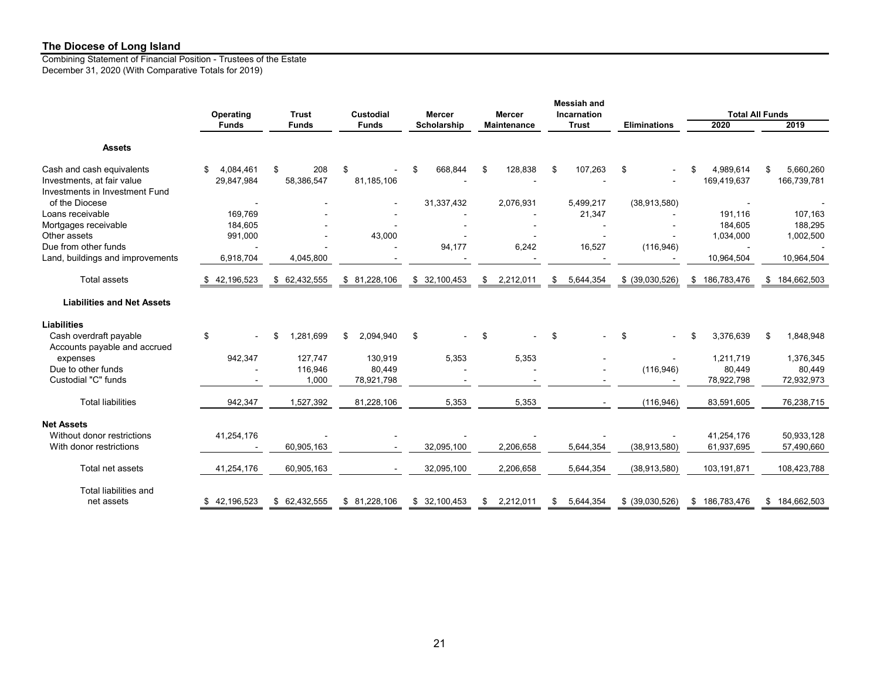# The Diocese of Long Island

Combining Statement of Financial Position - Trustees of the Estate
December 31, 2020 (With Comparative Totals for 2019)

| | Operating Funds | Trust Funds | Custodial Funds | Mercer Scholarship | Mercer Maintenance | Messiah and Incarnation Trust | Eliminations | Total All Funds 2020 | Total All Funds 2019 |
|---|---|---|---|---|---|---|---|---|---|
| **Assets** | | | | | | | | | |
| Cash and cash equivalents | $ 4,084,461 | $ 208 | $ - | $ 668,844 | $ 128,838 | $ 107,263 | $ - | $ 4,989,614 | $ 5,660,260 |
| Investments, at fair value | 29,847,984 | 58,386,547 | 81,185,106 | - | - | - | - | 169,419,637 | 166,739,781 |
| Investments in Investment Fund of the Diocese | - | - | - | 31,337,432 | 2,076,931 | 5,499,217 | (38,913,580) | - | - |
| Loans receivable | 169,769 | - | - | - | - | 21,347 | - | 191,116 | 107,163 |
| Mortgages receivable | 184,605 | - | - | - | - | - | - | 184,605 | 188,295 |
| Other assets | 991,000 | - | 43,000 | - | - | - | - | 1,034,000 | 1,002,500 |
| Due from other funds | - | - | - | 94,177 | 6,242 | 16,527 | (116,946) | - | - |
| Land, buildings and improvements | 6,918,704 | 4,045,800 | - | - | - | - | - | 10,964,504 | 10,964,504 |
| Total assets | $ 42,196,523 | $ 62,432,555 | $ 81,228,106 | $ 32,100,453 | $ 2,212,011 | $ 5,644,354 | $ (39,030,526) | $ 186,783,476 | $ 184,662,503 |
| **Liabilities and Net Assets** | | | | | | | | | |
| **Liabilities** | | | | | | | | | |
| Cash overdraft payable | $ - | $ 1,281,699 | $ 2,094,940 | $ - | $ - | $ - | $ - | $ 3,376,639 | $ 1,848,948 |
| Accounts payable and accrued expenses | 942,347 | 127,747 | 130,919 | 5,353 | 5,353 | - | - | 1,211,719 | 1,376,345 |
| Due to other funds | - | 116,946 | 80,449 | - | - | - | (116,946) | 80,449 | 80,449 |
| Custodial "C" funds | - | 1,000 | 78,921,798 | - | - | - | - | 78,922,798 | 72,932,973 |
| Total liabilities | 942,347 | 1,527,392 | 81,228,106 | 5,353 | 5,353 | - | (116,946) | 83,591,605 | 76,238,715 |
| **Net Assets** | | | | | | | | | |
| Without donor restrictions | 41,254,176 | - | - | - | - | - | - | 41,254,176 | 50,933,128 |
| With donor restrictions | - | 60,905,163 | - | 32,095,100 | 2,206,658 | 5,644,354 | (38,913,580) | 61,937,695 | 57,490,660 |
| Total net assets | 41,254,176 | 60,905,163 | - | 32,095,100 | 2,206,658 | 5,644,354 | (38,913,580) | 103,191,871 | 108,423,788 |
| Total liabilities and net assets | $ 42,196,523 | $ 62,432,555 | $ 81,228,106 | $ 32,100,453 | $ 2,212,011 | $ 5,644,354 | $ (39,030,526) | $ 186,783,476 | $ 184,662,503 |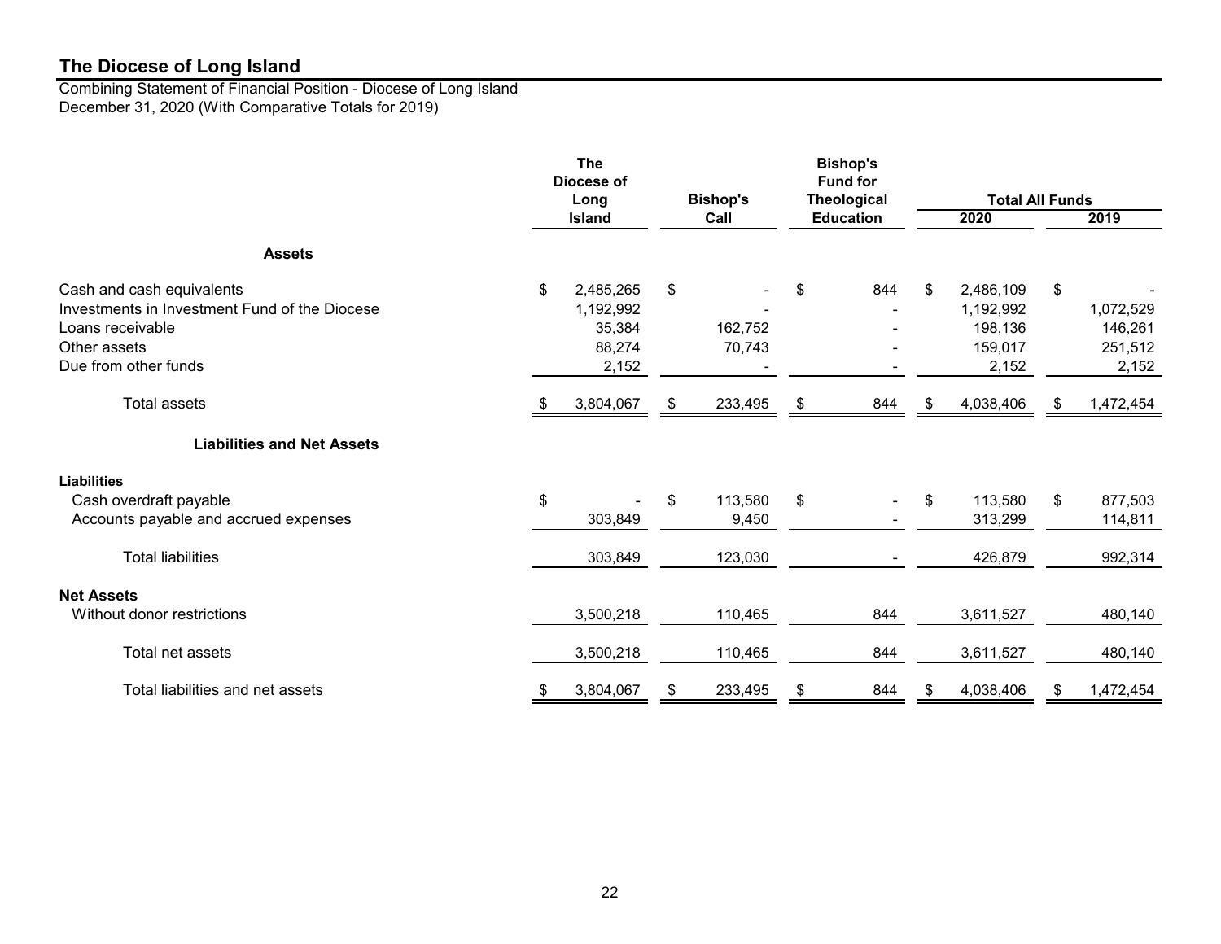# The Diocese of Long Island

Combining Statement of Financial Position - Diocese of Long Island
December 31, 2020 (With Comparative Totals for 2019)

| | The Diocese of Long Island | Bishop's Call | Bishop's Fund for Theological Education | Total All Funds | |
|---|---|---|---|---|---|
| | | | | 2020 | 2019 |
| **Assets** | | | | | |
| Cash and cash equivalents | $ 2,485,265 | $ - | $ 844 | $ 2,486,109 | $ - |
| Investments in Investment Fund of the Diocese | 1,192,992 | - | - | 1,192,992 | 1,072,529 |
| Loans receivable | 35,384 | 162,752 | - | 198,136 | 146,261 |
| Other assets | 88,274 | 70,743 | - | 159,017 | 251,512 |
| Due from other funds | 2,152 | - | - | 2,152 | 2,152 |
| Total assets | $ 3,804,067 | $ 233,495 | $ 844 | $ 4,038,406 | $ 1,472,454 |
| **Liabilities and Net Assets** | | | | | |
| **Liabilities** | | | | | |
| Cash overdraft payable | $ - | $ 113,580 | $ - | $ 113,580 | $ 877,503 |
| Accounts payable and accrued expenses | 303,849 | 9,450 | - | 313,299 | 114,811 |
| Total liabilities | 303,849 | 123,030 | - | 426,879 | 992,314 |
| **Net Assets** | | | | | |
| Without donor restrictions | 3,500,218 | 110,465 | 844 | 3,611,527 | 480,140 |
| Total net assets | 3,500,218 | 110,465 | 844 | 3,611,527 | 480,140 |
| Total liabilities and net assets | $ 3,804,067 | $ 233,495 | $ 844 | $ 4,038,406 | $ 1,472,454 |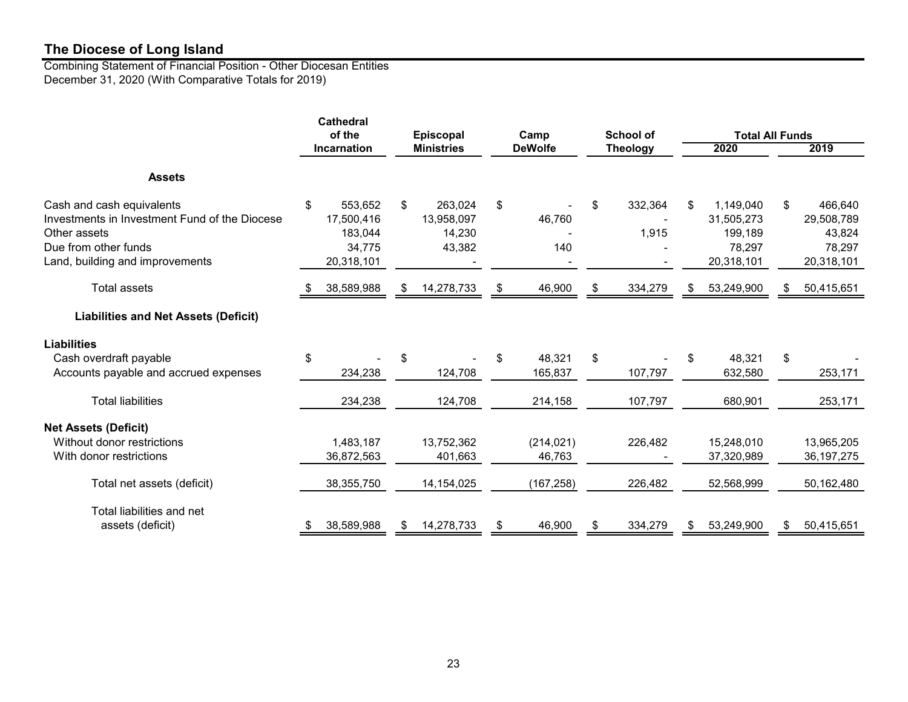# The Diocese of Long Island

Combining Statement of Financial Position - Other Diocesan Entities
December 31, 2020 (With Comparative Totals for 2019)

| | Cathedral of the Incarnation | Episcopal Ministries | Camp DeWolfe | School of Theology | Total All Funds | |
|---|---|---|---|---|---|---|
| | | | | | 2020 | 2019 |
| **Assets** | | | | | | |
| Cash and cash equivalents | $ 553,652 | $ 263,024 | $ - | $ 332,364 | $ 1,149,040 | $ 466,640 |
| Investments in Investment Fund of the Diocese | 17,500,416 | 13,958,097 | 46,760 | - | 31,505,273 | 29,508,789 |
| Other assets | 183,044 | 14,230 | - | 1,915 | 199,189 | 43,824 |
| Due from other funds | 34,775 | 43,382 | 140 | - | 78,297 | 78,297 |
| Land, building and improvements | 20,318,101 | - | - | - | 20,318,101 | 20,318,101 |
| Total assets | $ 38,589,988 | $ 14,278,733 | $ 46,900 | $ 334,279 | $ 53,249,900 | $ 50,415,651 |
| **Liabilities and Net Assets (Deficit)** | | | | | | |
| **Liabilities** | | | | | | |
| Cash overdraft payable | $ - | $ - | $ 48,321 | $ - | $ 48,321 | $ - |
| Accounts payable and accrued expenses | 234,238 | 124,708 | 165,837 | 107,797 | 632,580 | 253,171 |
| Total liabilities | 234,238 | 124,708 | 214,158 | 107,797 | 680,901 | 253,171 |
| **Net Assets (Deficit)** | | | | | | |
| Without donor restrictions | 1,483,187 | 13,752,362 | (214,021) | 226,482 | 15,248,010 | 13,965,205 |
| With donor restrictions | 36,872,563 | 401,663 | 46,763 | - | 37,320,989 | 36,197,275 |
| Total net assets (deficit) | 38,355,750 | 14,154,025 | (167,258) | 226,482 | 52,568,999 | 50,162,480 |
| Total liabilities and net assets (deficit) | $ 38,589,988 | $ 14,278,733 | $ 46,900 | $ 334,279 | $ 53,249,900 | $ 50,415,651 |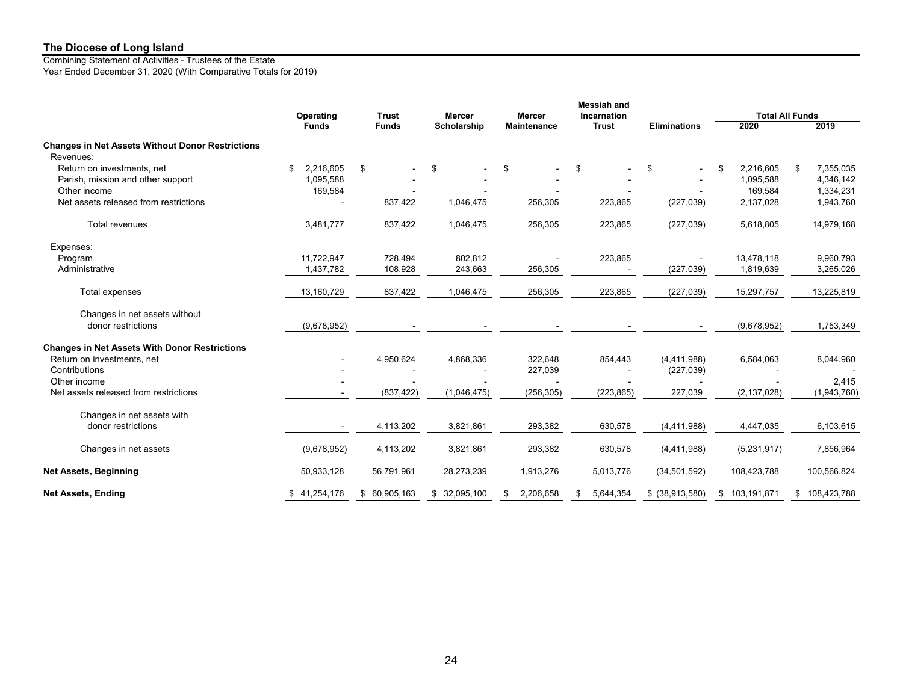# The Diocese of Long Island

Combining Statement of Activities - Trustees of the Estate
Year Ended December 31, 2020 (With Comparative Totals for 2019)

| | Operating Funds | Trust Funds | Mercer Scholarship | Mercer Maintenance | Messiah and Incarnation Trust | Eliminations | Total All Funds 2020 | Total All Funds 2019 |
|---|---|---|---|---|---|---|---|---|
| **Changes in Net Assets Without Donor Restrictions** | | | | | | | | |
| Revenues: | | | | | | | | |
| Return on investments, net | $ 2,216,605 | $ - | $ - | $ - | $ - | $ - | $ 2,216,605 | $ 7,355,035 |
| Parish, mission and other support | 1,095,588 | - | - | - | - | - | 1,095,588 | 4,346,142 |
| Other income | 169,584 | - | - | - | - | - | 169,584 | 1,334,231 |
| Net assets released from restrictions | - | 837,422 | 1,046,475 | 256,305 | 223,865 | (227,039) | 2,137,028 | 1,943,760 |
| Total revenues | 3,481,777 | 837,422 | 1,046,475 | 256,305 | 223,865 | (227,039) | 5,618,805 | 14,979,168 |
| Expenses: | | | | | | | | |
| Program | 11,722,947 | 728,494 | 802,812 | - | 223,865 | - | 13,478,118 | 9,960,793 |
| Administrative | 1,437,782 | 108,928 | 243,663 | 256,305 | - | (227,039) | 1,819,639 | 3,265,026 |
| Total expenses | 13,160,729 | 837,422 | 1,046,475 | 256,305 | 223,865 | (227,039) | 15,297,757 | 13,225,819 |
| Changes in net assets without donor restrictions | (9,678,952) | - | - | - | - | - | (9,678,952) | 1,753,349 |
| **Changes in Net Assets With Donor Restrictions** | | | | | | | | |
| Return on investments, net | - | 4,950,624 | 4,868,336 | 322,648 | 854,443 | (4,411,988) | 6,584,063 | 8,044,960 |
| Contributions | - | - | - | 227,039 | - | (227,039) | - | - |
| Other income | - | - | - | - | - | - | - | 2,415 |
| Net assets released from restrictions | - | (837,422) | (1,046,475) | (256,305) | (223,865) | 227,039 | (2,137,028) | (1,943,760) |
| Changes in net assets with donor restrictions | - | 4,113,202 | 3,821,861 | 293,382 | 630,578 | (4,411,988) | 4,447,035 | 6,103,615 |
| Changes in net assets | (9,678,952) | 4,113,202 | 3,821,861 | 293,382 | 630,578 | (4,411,988) | (5,231,917) | 7,856,964 |
| **Net Assets, Beginning** | 50,933,128 | 56,791,961 | 28,273,239 | 1,913,276 | 5,013,776 | (34,501,592) | 108,423,788 | 100,566,824 |
| **Net Assets, Ending** | $ 41,254,176 | $ 60,905,163 | $ 32,095,100 | $ 2,206,658 | $ 5,644,354 | $ (38,913,580) | $ 103,191,871 | $ 108,423,788 |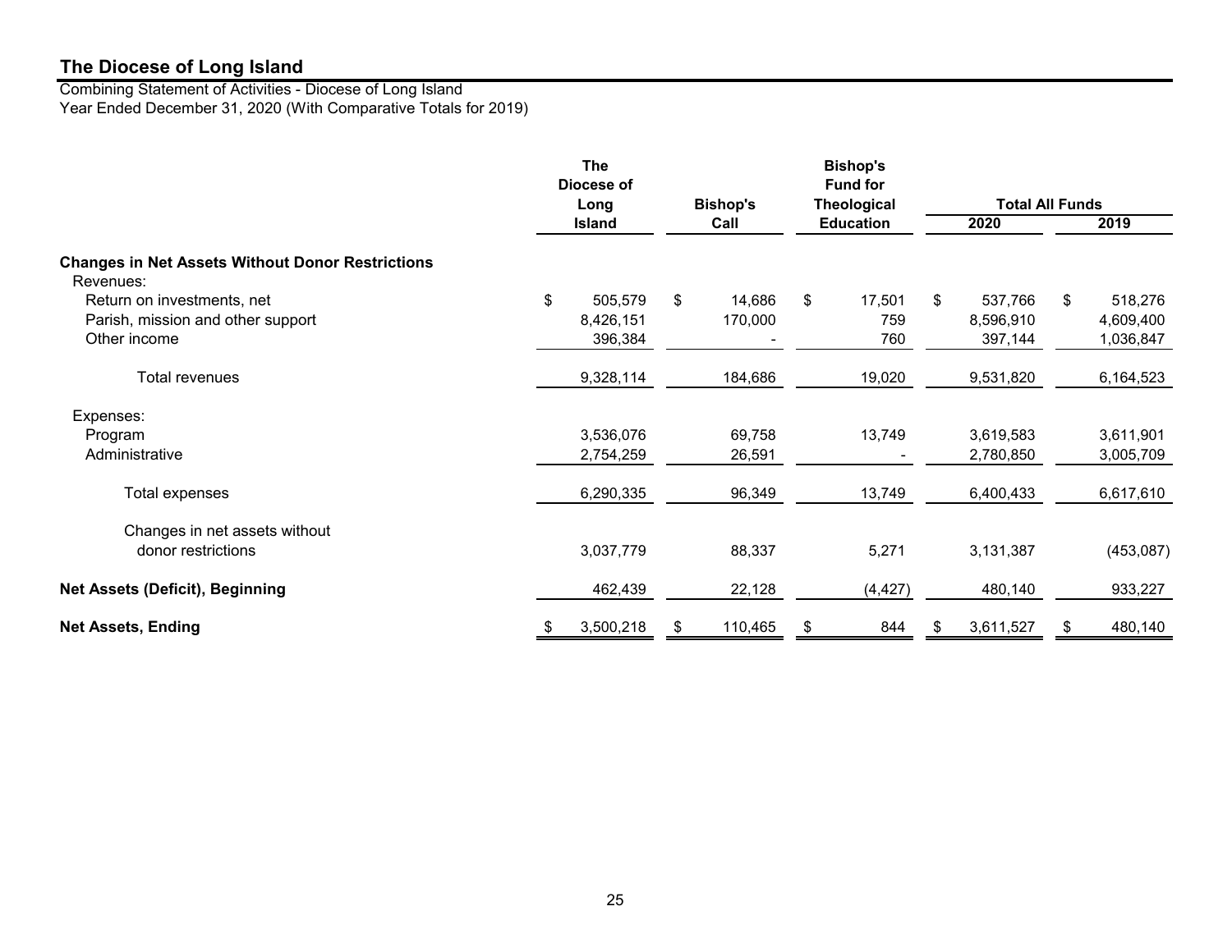# The Diocese of Long Island

Combining Statement of Activities - Diocese of Long Island
Year Ended December 31, 2020 (With Comparative Totals for 2019)

| | The Diocese of Long Island | Bishop's Call | Bishop's Fund for Theological Education | Total All Funds | |
|---|---|---|---|---|---|
| | | | | 2020 | 2019 |
| **Changes in Net Assets Without Donor Restrictions** | | | | | |
| Revenues: | | | | | |
| Return on investments, net | $ 505,579 | $ 14,686 | $ 17,501 | $ 537,766 | $ 518,276 |
| Parish, mission and other support | 8,426,151 | 170,000 | 759 | 8,596,910 | 4,609,400 |
| Other income | 396,384 | - | 760 | 397,144 | 1,036,847 |
| Total revenues | 9,328,114 | 184,686 | 19,020 | 9,531,820 | 6,164,523 |
| Expenses: | | | | | |
| Program | 3,536,076 | 69,758 | 13,749 | 3,619,583 | 3,611,901 |
| Administrative | 2,754,259 | 26,591 | - | 2,780,850 | 3,005,709 |
| Total expenses | 6,290,335 | 96,349 | 13,749 | 6,400,433 | 6,617,610 |
| Changes in net assets without donor restrictions | 3,037,779 | 88,337 | 5,271 | 3,131,387 | (453,087) |
| **Net Assets (Deficit), Beginning** | 462,439 | 22,128 | (4,427) | 480,140 | 933,227 |
| **Net Assets, Ending** | $ 3,500,218 | $ 110,465 | $ 844 | $ 3,611,527 | $ 480,140 |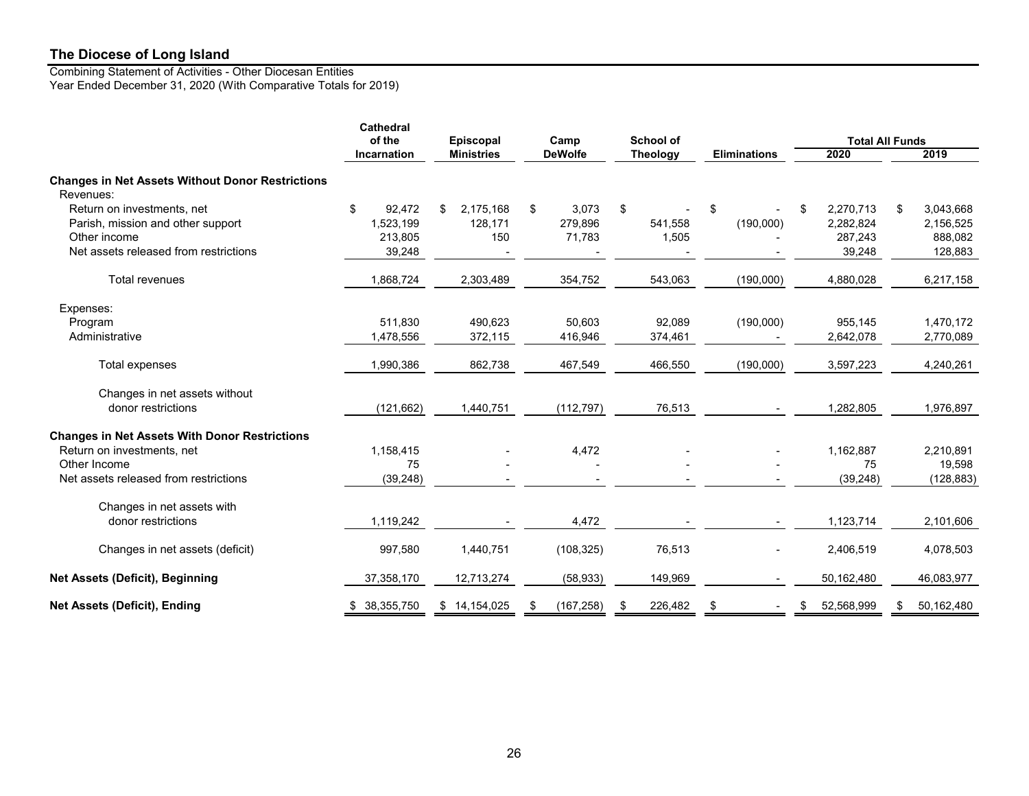# The Diocese of Long Island

Combining Statement of Activities - Other Diocesan Entities
Year Ended December 31, 2020 (With Comparative Totals for 2019)

| | Cathedral of the Incarnation | Episcopal Ministries | Camp DeWolfe | School of Theology | Eliminations | Total All Funds | |
|---|---|---|---|---|---|---|---|
| | | | | | | 2020 | 2019 |
| **Changes in Net Assets Without Donor Restrictions** | | | | | | | |
| Revenues: | | | | | | | |
| Return on investments, net | $ 92,472 | $ 2,175,168 | $ 3,073 | $ - | $ - | $ 2,270,713 | $ 3,043,668 |
| Parish, mission and other support | 1,523,199 | 128,171 | 279,896 | 541,558 | (190,000) | 2,282,824 | 2,156,525 |
| Other income | 213,805 | 150 | 71,783 | 1,505 | - | 287,243 | 888,082 |
| Net assets released from restrictions | 39,248 | - | - | - | - | 39,248 | 128,883 |
| Total revenues | 1,868,724 | 2,303,489 | 354,752 | 543,063 | (190,000) | 4,880,028 | 6,217,158 |
| Expenses: | | | | | | | |
| Program | 511,830 | 490,623 | 50,603 | 92,089 | (190,000) | 955,145 | 1,470,172 |
| Administrative | 1,478,556 | 372,115 | 416,946 | 374,461 | - | 2,642,078 | 2,770,089 |
| Total expenses | 1,990,386 | 862,738 | 467,549 | 466,550 | (190,000) | 3,597,223 | 4,240,261 |
| Changes in net assets without donor restrictions | (121,662) | 1,440,751 | (112,797) | 76,513 | - | 1,282,805 | 1,976,897 |
| **Changes in Net Assets With Donor Restrictions** | | | | | | | |
| Return on investments, net | 1,158,415 | - | 4,472 | - | - | 1,162,887 | 2,210,891 |
| Other Income | 75 | - | - | - | - | 75 | 19,598 |
| Net assets released from restrictions | (39,248) | - | - | - | - | (39,248) | (128,883) |
| Changes in net assets with donor restrictions | 1,119,242 | - | 4,472 | - | - | 1,123,714 | 2,101,606 |
| Changes in net assets (deficit) | 997,580 | 1,440,751 | (108,325) | 76,513 | - | 2,406,519 | 4,078,503 |
| **Net Assets (Deficit), Beginning** | 37,358,170 | 12,713,274 | (58,933) | 149,969 | - | 50,162,480 | 46,083,977 |
| **Net Assets (Deficit), Ending** | $ 38,355,750 | $ 14,154,025 | $ (167,258) | $ 226,482 | $ - | $ 52,568,999 | $ 50,162,480 |